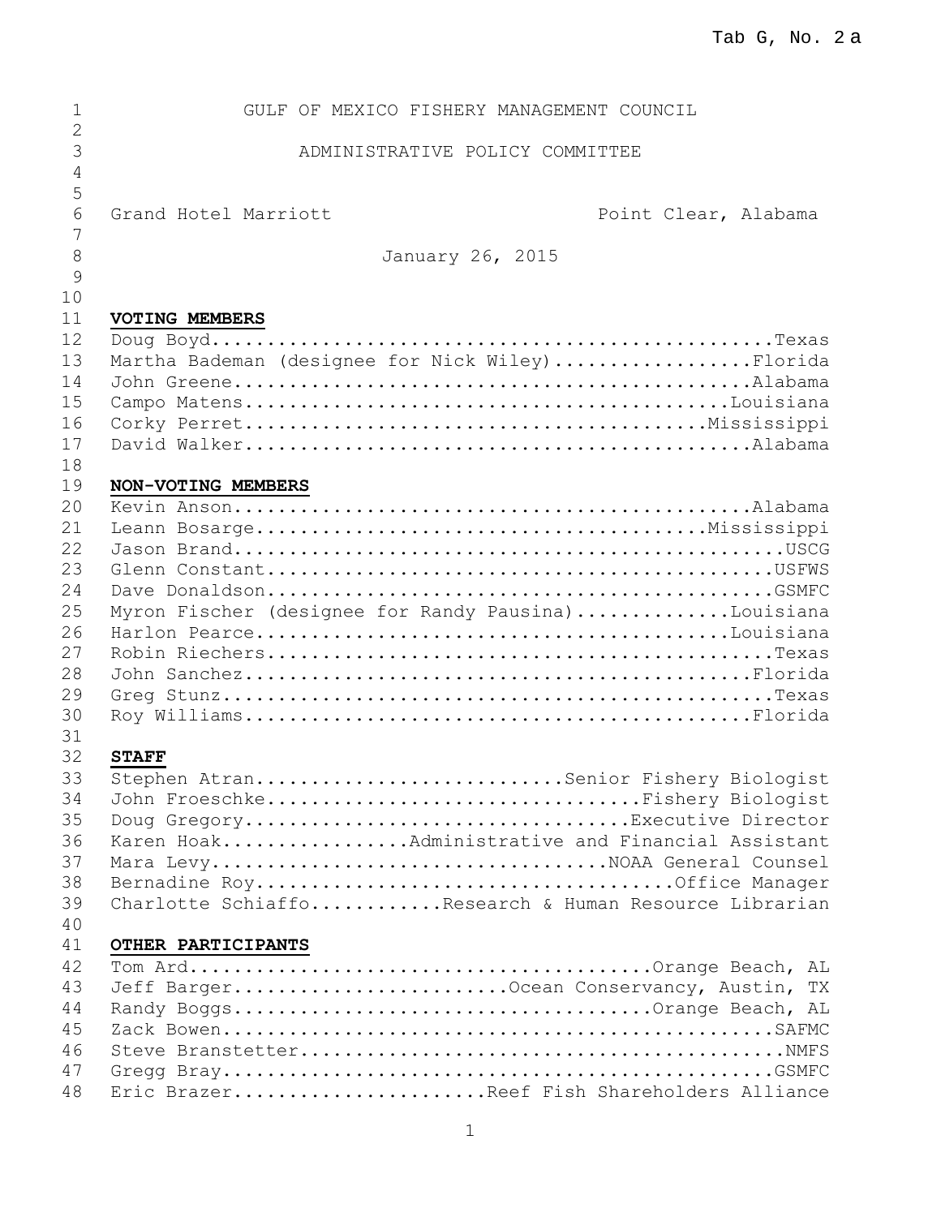# GULF OF MEXICO FISHERY MANAGEMENT COUNCIL

## ADMINISTRATIVE POLICY COMMITTEE

Grand Hotel Marriott Point Clear, Alabama

January 26, 2015

**VOTING MEMBERS**

Doug Boyd...Texas
Martha Bademan (designee for Nick Wiley)...Florida
John Greene...Alabama
Campo Matens...Louisiana
Corky Perret...Mississippi
David Walker...Alabama

**NON-VOTING MEMBERS**

Kevin Anson...Alabama
Leann Bosarge...Mississippi
Jason Brand...USCG
Glenn Constant...USFWS
Dave Donaldson...GSMFC
Myron Fischer (designee for Randy Pausina)...Louisiana
Harlon Pearce...Louisiana
Robin Riechers...Texas
John Sanchez...Florida
Greg Stunz...Texas
Roy Williams...Florida

**STAFF**

Stephen Atran...Senior Fishery Biologist
John Froeschke...Fishery Biologist
Doug Gregory...Executive Director
Karen Hoak...Administrative and Financial Assistant
Mara Levy...NOAA General Counsel
Bernadine Roy...Office Manager
Charlotte Schiaffo...Research & Human Resource Librarian

**OTHER PARTICIPANTS**

Tom Ard...Orange Beach, AL
Jeff Barger...Ocean Conservancy, Austin, TX
Randy Boggs...Orange Beach, AL
Zack Bowen...SAFMC
Steve Branstetter...NMFS
Gregg Bray...GSMFC
Eric Brazer...Reef Fish Shareholders Alliance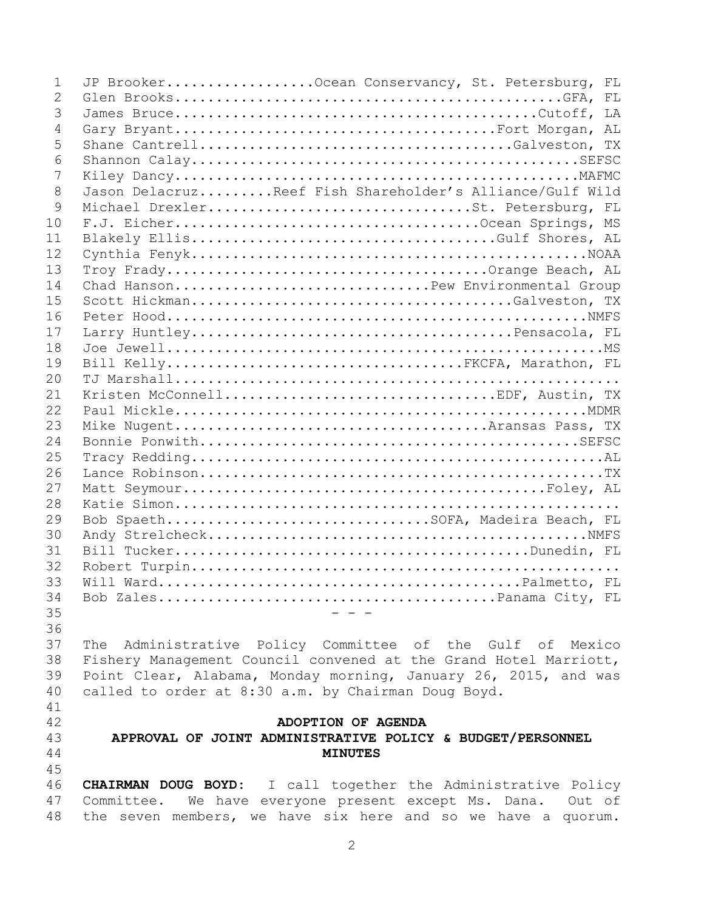JP Brooker..................Ocean Conservancy, St. Petersburg, FL
Glen Brooks...............................................GFA, FL
James Bruce...........................................Cutoff, LA
Gary Bryant......................................Fort Morgan, AL
Shane Cantrell.....................................Galveston, TX
Shannon Calay.................................................SEFSC
Kiley Dancy...................................................MAFMC
Jason Delacruz.........Reef Fish Shareholder's Alliance/Gulf Wild
Michael Drexler...............................St. Petersburg, FL
F.J. Eicher...................................Ocean Springs, MS
Blakely Ellis.....................................Gulf Shores, AL
Cynthia Fenyk..................................................NOAA
Troy Frady.......................................Orange Beach, AL
Chad Hanson.............................Pew Environmental Group
Scott Hickman......................................Galveston, TX
Peter Hood.....................................................NMFS
Larry Huntley......................................Pensacola, FL
Joe Jewell.......................................................MS
Bill Kelly.................................FKCFA, Marathon, FL
TJ Marshall..........................................................
Kristen McConnell................................EDF, Austin, TX
Paul Mickle....................................................MDMR
Mike Nugent....................................Aransas Pass, TX
Bonnie Ponwith................................................SEFSC
Tracy Redding....................................................AL
Lance Robinson...................................................TX
Matt Seymour...........................................Foley, AL
Katie Simon..........................................................
Bob Spaeth..............................SOFA, Madeira Beach, FL
Andy Strelcheck................................................NMFS
Bill Tucker..........................................Dunedin, FL
Robert Turpin........................................................
Will Ward...........................................Palmetto, FL
Bob Zales.........................................Panama City, FL

- - -

The Administrative Policy Committee of the Gulf of Mexico Fishery Management Council convened at the Grand Hotel Marriott, Point Clear, Alabama, Monday morning, January 26, 2015, and was called to order at 8:30 a.m. by Chairman Doug Boyd.

## ADOPTION OF AGENDA
## APPROVAL OF JOINT ADMINISTRATIVE POLICY & BUDGET/PERSONNEL MINUTES

**CHAIRMAN DOUG BOYD:** I call together the Administrative Policy Committee. We have everyone present except Ms. Dana. Out of the seven members, we have six here and so we have a quorum.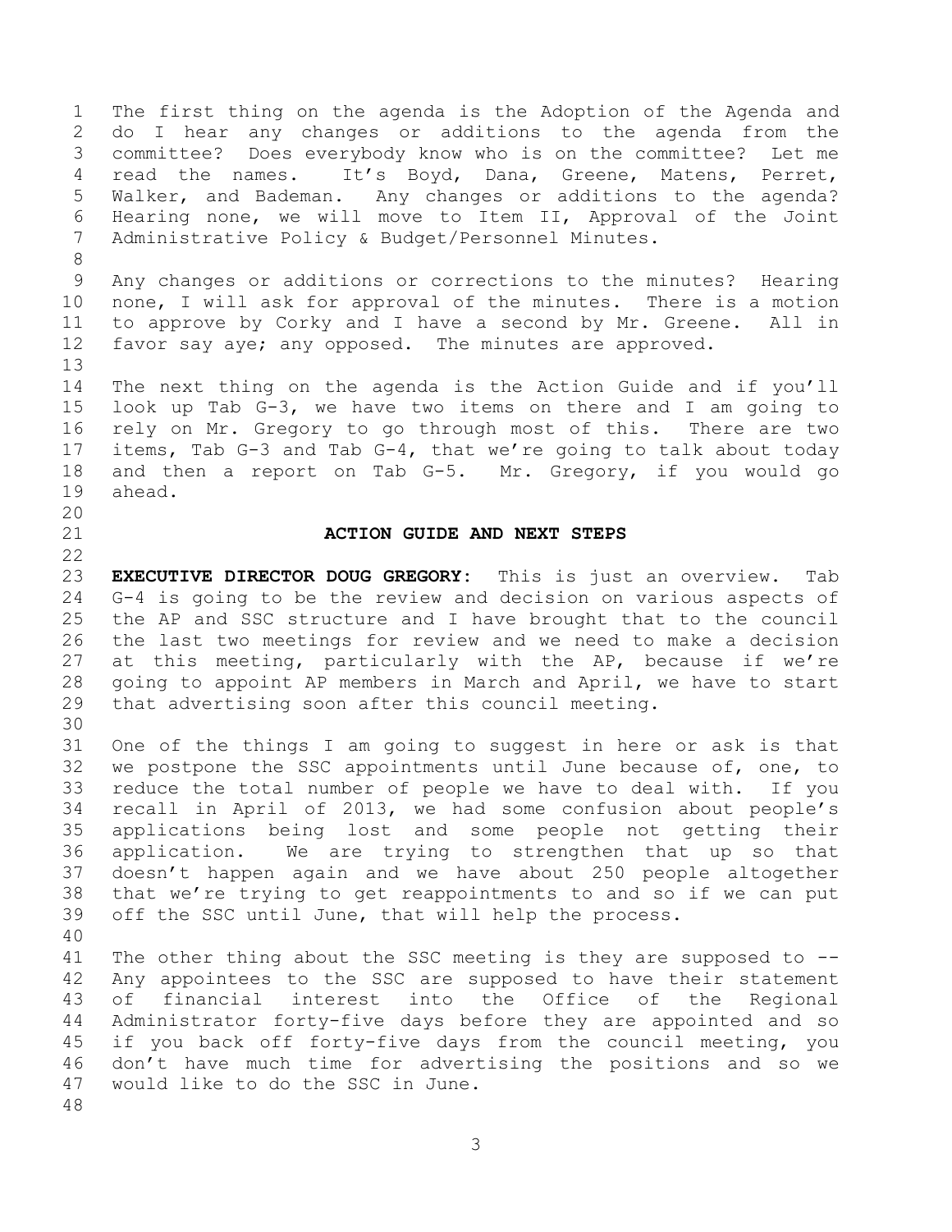The first thing on the agenda is the Adoption of the Agenda and do I hear any changes or additions to the agenda from the committee? Does everybody know who is on the committee? Let me read the names. It's Boyd, Dana, Greene, Matens, Perret, Walker, and Bademan. Any changes or additions to the agenda? Hearing none, we will move to Item II, Approval of the Joint Administrative Policy & Budget/Personnel Minutes.

Any changes or additions or corrections to the minutes? Hearing none, I will ask for approval of the minutes. There is a motion to approve by Corky and I have a second by Mr. Greene. All in favor say aye; any opposed. The minutes are approved.

The next thing on the agenda is the Action Guide and if you'll look up Tab G-3, we have two items on there and I am going to rely on Mr. Gregory to go through most of this. There are two items, Tab G-3 and Tab G-4, that we're going to talk about today and then a report on Tab G-5. Mr. Gregory, if you would go ahead.

## ACTION GUIDE AND NEXT STEPS

**EXECUTIVE DIRECTOR DOUG GREGORY:** This is just an overview. Tab G-4 is going to be the review and decision on various aspects of the AP and SSC structure and I have brought that to the council the last two meetings for review and we need to make a decision at this meeting, particularly with the AP, because if we're going to appoint AP members in March and April, we have to start that advertising soon after this council meeting.

One of the things I am going to suggest in here or ask is that we postpone the SSC appointments until June because of, one, to reduce the total number of people we have to deal with. If you recall in April of 2013, we had some confusion about people's applications being lost and some people not getting their application. We are trying to strengthen that up so that doesn't happen again and we have about 250 people altogether that we're trying to get reappointments to and so if we can put off the SSC until June, that will help the process.

The other thing about the SSC meeting is they are supposed to -- Any appointees to the SSC are supposed to have their statement of financial interest into the Office of the Regional Administrator forty-five days before they are appointed and so if you back off forty-five days from the council meeting, you don't have much time for advertising the positions and so we would like to do the SSC in June.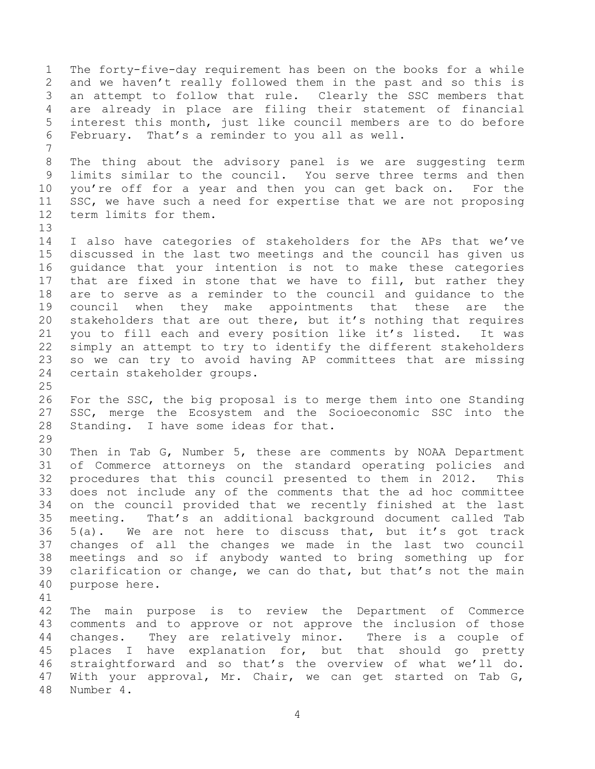The forty-five-day requirement has been on the books for a while and we haven't really followed them in the past and so this is an attempt to follow that rule. Clearly the SSC members that are already in place are filing their statement of financial interest this month, just like council members are to do before February. That's a reminder to you all as well.

The thing about the advisory panel is we are suggesting term limits similar to the council. You serve three terms and then you're off for a year and then you can get back on. For the SSC, we have such a need for expertise that we are not proposing term limits for them.

I also have categories of stakeholders for the APs that we've discussed in the last two meetings and the council has given us guidance that your intention is not to make these categories that are fixed in stone that we have to fill, but rather they are to serve as a reminder to the council and guidance to the council when they make appointments that these are the stakeholders that are out there, but it's nothing that requires you to fill each and every position like it's listed. It was simply an attempt to try to identify the different stakeholders so we can try to avoid having AP committees that are missing certain stakeholder groups.

For the SSC, the big proposal is to merge them into one Standing SSC, merge the Ecosystem and the Socioeconomic SSC into the Standing. I have some ideas for that.

Then in Tab G, Number 5, these are comments by NOAA Department of Commerce attorneys on the standard operating policies and procedures that this council presented to them in 2012. This does not include any of the comments that the ad hoc committee on the council provided that we recently finished at the last meeting. That's an additional background document called Tab 5(a). We are not here to discuss that, but it's got track changes of all the changes we made in the last two council meetings and so if anybody wanted to bring something up for clarification or change, we can do that, but that's not the main purpose here.

The main purpose is to review the Department of Commerce comments and to approve or not approve the inclusion of those changes. They are relatively minor. There is a couple of places I have explanation for, but that should go pretty straightforward and so that's the overview of what we'll do. With your approval, Mr. Chair, we can get started on Tab G, Number 4.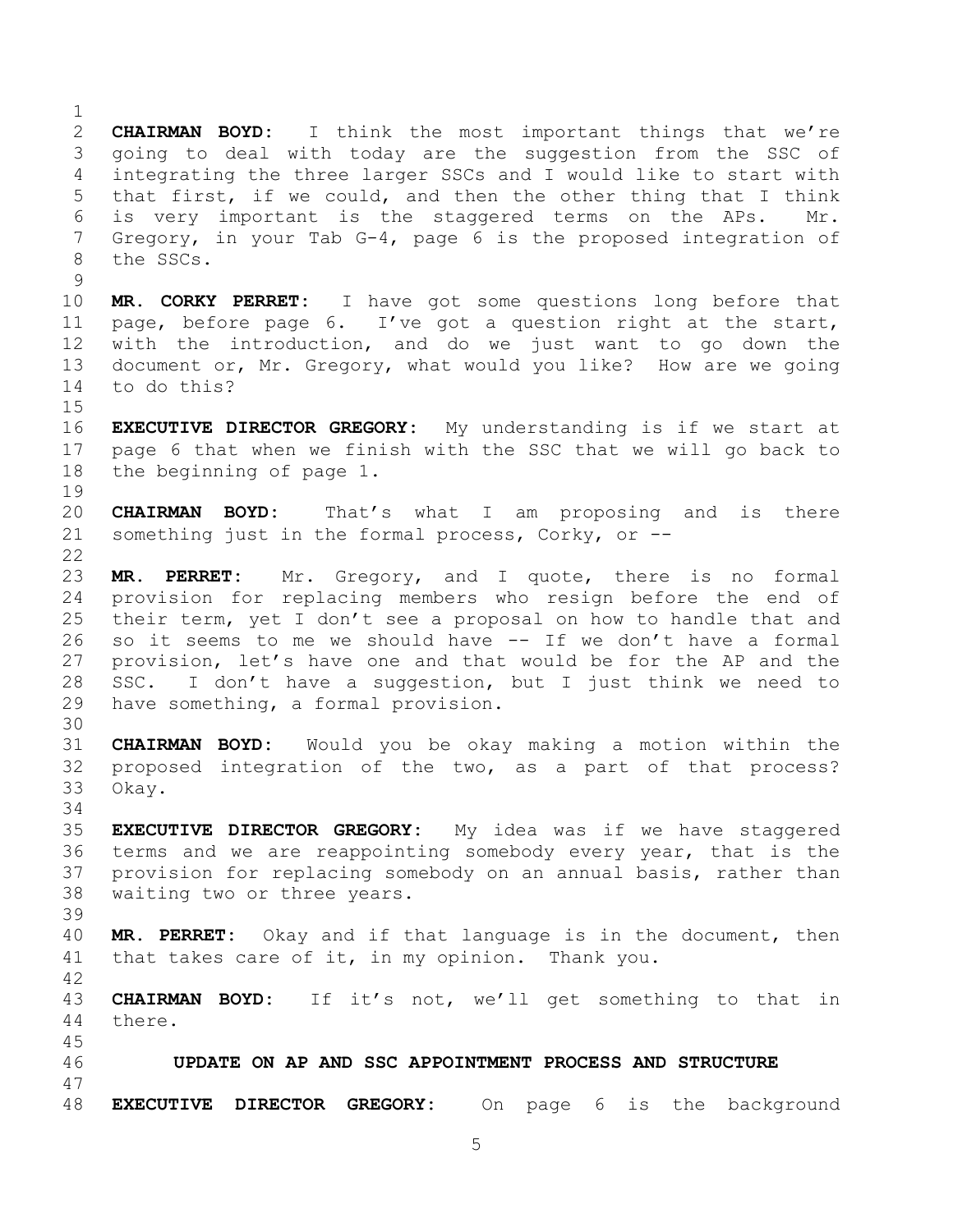**CHAIRMAN BOYD:** I think the most important things that we're going to deal with today are the suggestion from the SSC of integrating the three larger SSCs and I would like to start with that first, if we could, and then the other thing that I think is very important is the staggered terms on the APs. Mr. Gregory, in your Tab G-4, page 6 is the proposed integration of the SSCs.

**MR. CORKY PERRET:** I have got some questions long before that page, before page 6. I've got a question right at the start, with the introduction, and do we just want to go down the document or, Mr. Gregory, what would you like? How are we going to do this?

**EXECUTIVE DIRECTOR GREGORY:** My understanding is if we start at page 6 that when we finish with the SSC that we will go back to the beginning of page 1.

**CHAIRMAN BOYD:** That's what I am proposing and is there something just in the formal process, Corky, or --

**MR. PERRET:** Mr. Gregory, and I quote, there is no formal provision for replacing members who resign before the end of their term, yet I don't see a proposal on how to handle that and so it seems to me we should have -- If we don't have a formal provision, let's have one and that would be for the AP and the SSC. I don't have a suggestion, but I just think we need to have something, a formal provision.

**CHAIRMAN BOYD:** Would you be okay making a motion within the proposed integration of the two, as a part of that process? Okay.

**EXECUTIVE DIRECTOR GREGORY:** My idea was if we have staggered terms and we are reappointing somebody every year, that is the provision for replacing somebody on an annual basis, rather than waiting two or three years.

**MR. PERRET:** Okay and if that language is in the document, then that takes care of it, in my opinion. Thank you.

**CHAIRMAN BOYD:** If it's not, we'll get something to that in there.

## UPDATE ON AP AND SSC APPOINTMENT PROCESS AND STRUCTURE

**EXECUTIVE DIRECTOR GREGORY:** On page 6 is the background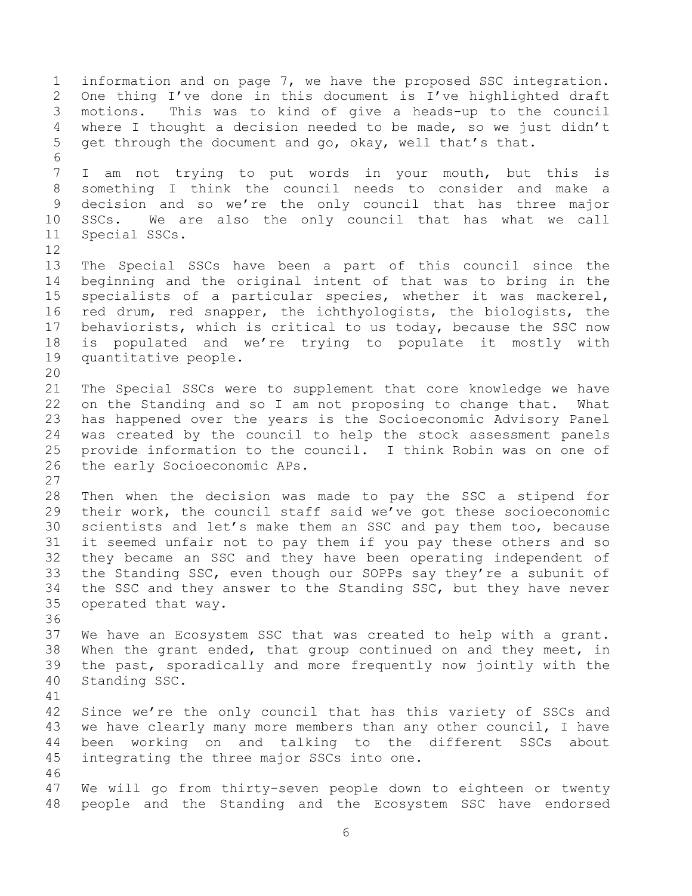information and on page 7, we have the proposed SSC integration. One thing I've done in this document is I've highlighted draft motions. This was to kind of give a heads-up to the council where I thought a decision needed to be made, so we just didn't get through the document and go, okay, well that's that.

I am not trying to put words in your mouth, but this is something I think the council needs to consider and make a decision and so we're the only council that has three major SSCs. We are also the only council that has what we call Special SSCs.

The Special SSCs have been a part of this council since the beginning and the original intent of that was to bring in the specialists of a particular species, whether it was mackerel, red drum, red snapper, the ichthyologists, the biologists, the behaviorists, which is critical to us today, because the SSC now is populated and we're trying to populate it mostly with quantitative people.

The Special SSCs were to supplement that core knowledge we have on the Standing and so I am not proposing to change that. What has happened over the years is the Socioeconomic Advisory Panel was created by the council to help the stock assessment panels provide information to the council. I think Robin was on one of the early Socioeconomic APs.

Then when the decision was made to pay the SSC a stipend for their work, the council staff said we've got these socioeconomic scientists and let's make them an SSC and pay them too, because it seemed unfair not to pay them if you pay these others and so they became an SSC and they have been operating independent of the Standing SSC, even though our SOPPs say they're a subunit of the SSC and they answer to the Standing SSC, but they have never operated that way.

We have an Ecosystem SSC that was created to help with a grant. When the grant ended, that group continued on and they meet, in the past, sporadically and more frequently now jointly with the Standing SSC.

Since we're the only council that has this variety of SSCs and we have clearly many more members than any other council, I have been working on and talking to the different SSCs about integrating the three major SSCs into one.

We will go from thirty-seven people down to eighteen or twenty people and the Standing and the Ecosystem SSC have endorsed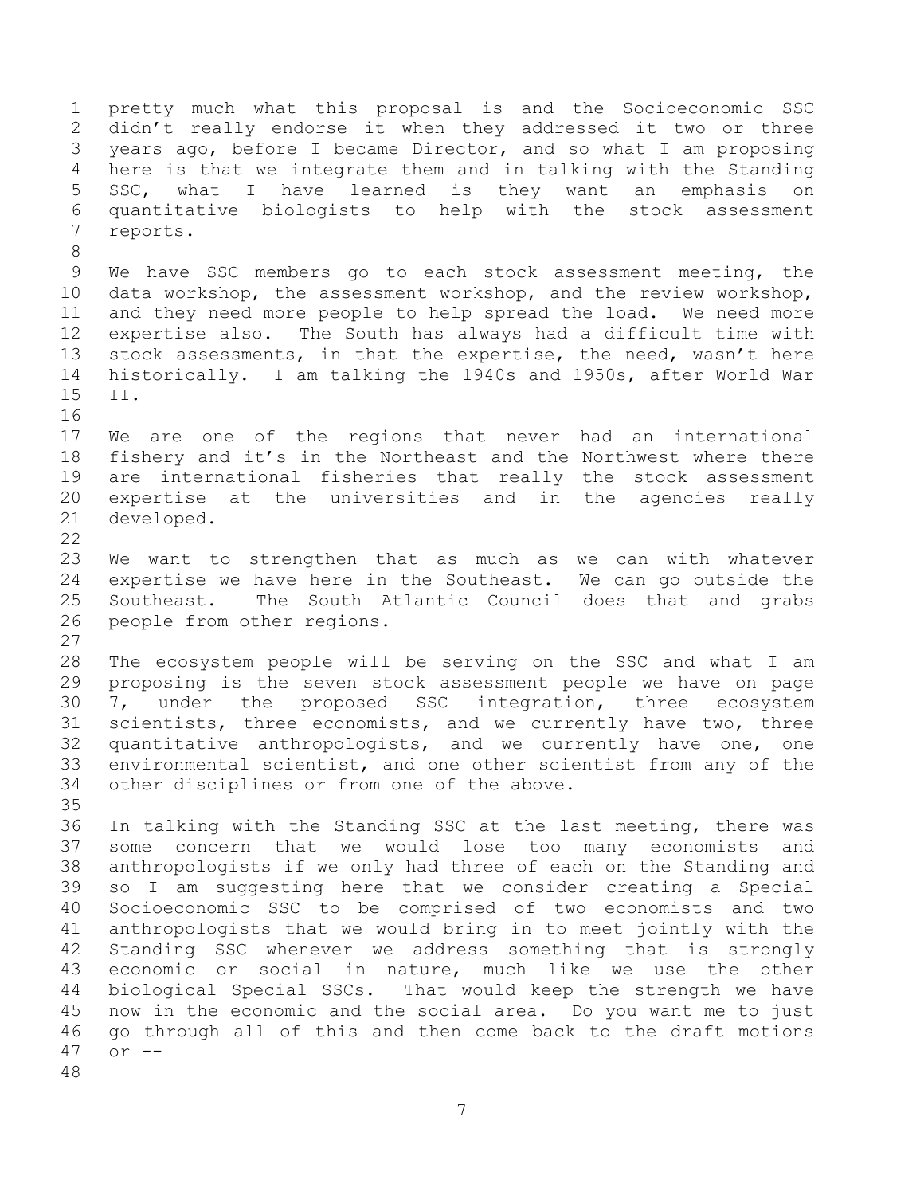pretty much what this proposal is and the Socioeconomic SSC didn't really endorse it when they addressed it two or three years ago, before I became Director, and so what I am proposing here is that we integrate them and in talking with the Standing SSC, what I have learned is they want an emphasis on quantitative biologists to help with the stock assessment reports.

We have SSC members go to each stock assessment meeting, the data workshop, the assessment workshop, and the review workshop, and they need more people to help spread the load. We need more expertise also. The South has always had a difficult time with stock assessments, in that the expertise, the need, wasn't here historically. I am talking the 1940s and 1950s, after World War II.

We are one of the regions that never had an international fishery and it's in the Northeast and the Northwest where there are international fisheries that really the stock assessment expertise at the universities and in the agencies really developed.

We want to strengthen that as much as we can with whatever expertise we have here in the Southeast. We can go outside the Southeast. The South Atlantic Council does that and grabs people from other regions.

The ecosystem people will be serving on the SSC and what I am proposing is the seven stock assessment people we have on page 7, under the proposed SSC integration, three ecosystem scientists, three economists, and we currently have two, three quantitative anthropologists, and we currently have one, one environmental scientist, and one other scientist from any of the other disciplines or from one of the above.

In talking with the Standing SSC at the last meeting, there was some concern that we would lose too many economists and anthropologists if we only had three of each on the Standing and so I am suggesting here that we consider creating a Special Socioeconomic SSC to be comprised of two economists and two anthropologists that we would bring in to meet jointly with the Standing SSC whenever we address something that is strongly economic or social in nature, much like we use the other biological Special SSCs. That would keep the strength we have now in the economic and the social area. Do you want me to just go through all of this and then come back to the draft motions or --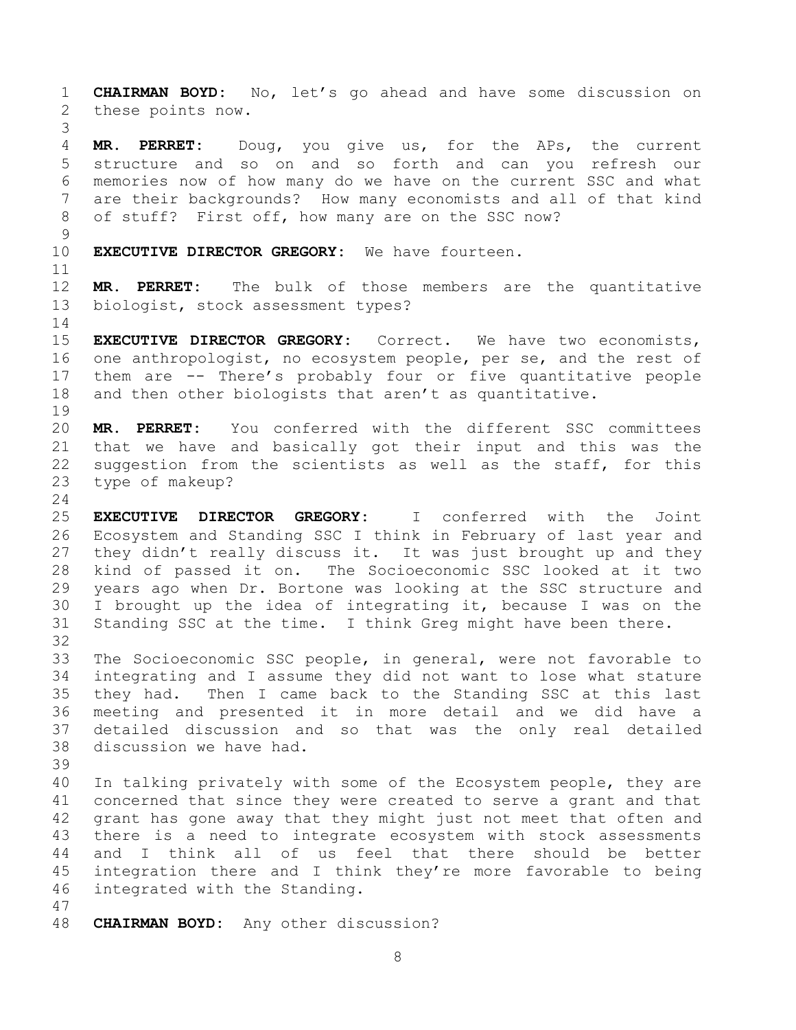**CHAIRMAN BOYD:** No, let's go ahead and have some discussion on these points now.

**MR. PERRET:** Doug, you give us, for the APs, the current structure and so on and so forth and can you refresh our memories now of how many do we have on the current SSC and what are their backgrounds? How many economists and all of that kind of stuff? First off, how many are on the SSC now?

**EXECUTIVE DIRECTOR GREGORY:** We have fourteen.

**MR. PERRET:** The bulk of those members are the quantitative biologist, stock assessment types?

**EXECUTIVE DIRECTOR GREGORY:** Correct. We have two economists, one anthropologist, no ecosystem people, per se, and the rest of them are -- There's probably four or five quantitative people and then other biologists that aren't as quantitative.

**MR. PERRET:** You conferred with the different SSC committees that we have and basically got their input and this was the suggestion from the scientists as well as the staff, for this type of makeup?

**EXECUTIVE DIRECTOR GREGORY:** I conferred with the Joint Ecosystem and Standing SSC I think in February of last year and they didn't really discuss it. It was just brought up and they kind of passed it on. The Socioeconomic SSC looked at it two years ago when Dr. Bortone was looking at the SSC structure and I brought up the idea of integrating it, because I was on the Standing SSC at the time. I think Greg might have been there.

The Socioeconomic SSC people, in general, were not favorable to integrating and I assume they did not want to lose what stature they had. Then I came back to the Standing SSC at this last meeting and presented it in more detail and we did have a detailed discussion and so that was the only real detailed discussion we have had.

In talking privately with some of the Ecosystem people, they are concerned that since they were created to serve a grant and that grant has gone away that they might just not meet that often and there is a need to integrate ecosystem with stock assessments and I think all of us feel that there should be better integration there and I think they're more favorable to being integrated with the Standing.

**CHAIRMAN BOYD:** Any other discussion?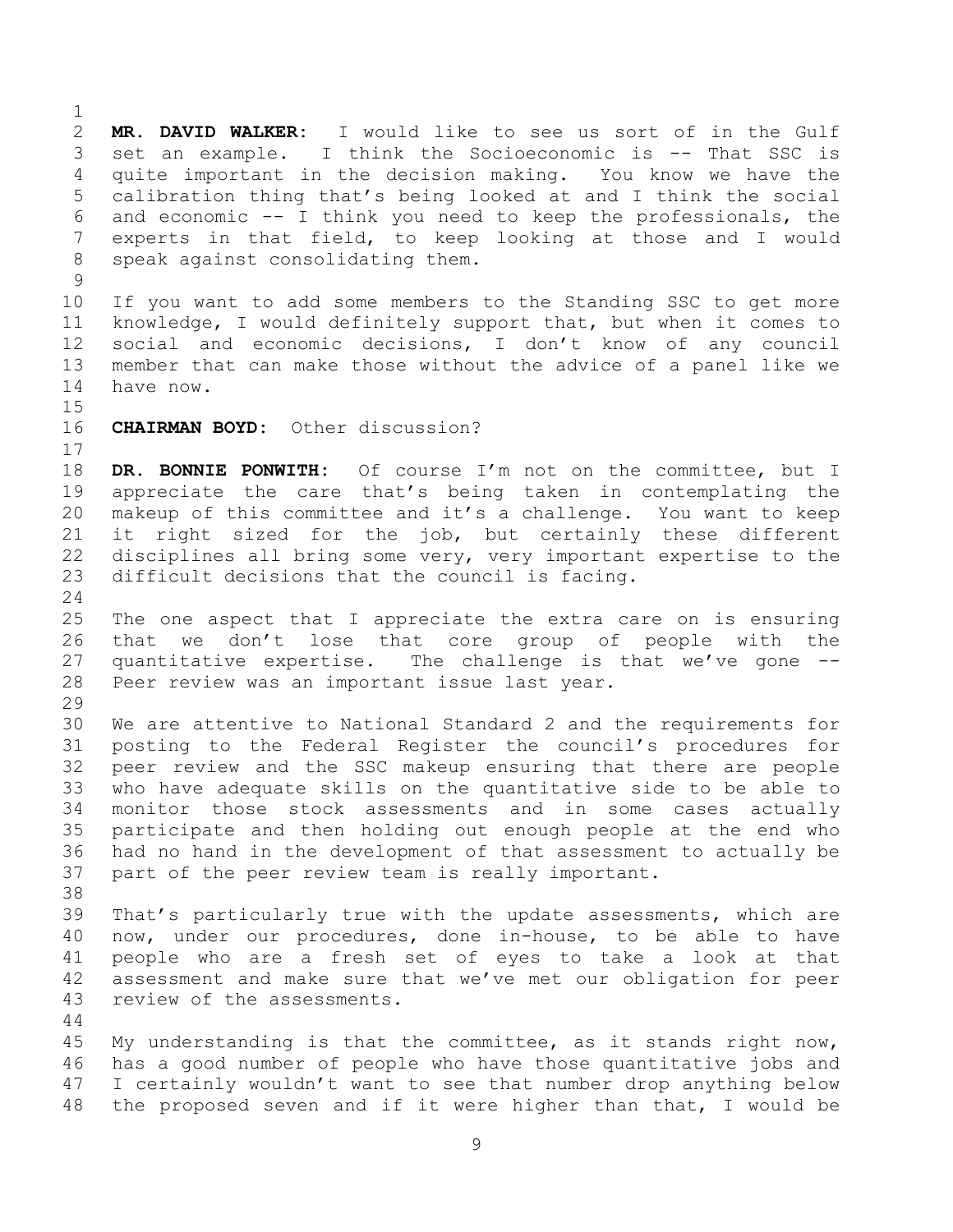**MR. DAVID WALKER:** I would like to see us sort of in the Gulf set an example. I think the Socioeconomic is -- That SSC is quite important in the decision making. You know we have the calibration thing that's being looked at and I think the social and economic -- I think you need to keep the professionals, the experts in that field, to keep looking at those and I would speak against consolidating them.

If you want to add some members to the Standing SSC to get more knowledge, I would definitely support that, but when it comes to social and economic decisions, I don't know of any council member that can make those without the advice of a panel like we have now.

**CHAIRMAN BOYD:** Other discussion?

**DR. BONNIE PONWITH:** Of course I'm not on the committee, but I appreciate the care that's being taken in contemplating the makeup of this committee and it's a challenge. You want to keep it right sized for the job, but certainly these different disciplines all bring some very, very important expertise to the difficult decisions that the council is facing.

The one aspect that I appreciate the extra care on is ensuring that we don't lose that core group of people with the quantitative expertise. The challenge is that we've gone -- Peer review was an important issue last year.

We are attentive to National Standard 2 and the requirements for posting to the Federal Register the council's procedures for peer review and the SSC makeup ensuring that there are people who have adequate skills on the quantitative side to be able to monitor those stock assessments and in some cases actually participate and then holding out enough people at the end who had no hand in the development of that assessment to actually be part of the peer review team is really important.

That's particularly true with the update assessments, which are now, under our procedures, done in-house, to be able to have people who are a fresh set of eyes to take a look at that assessment and make sure that we've met our obligation for peer review of the assessments.

My understanding is that the committee, as it stands right now, has a good number of people who have those quantitative jobs and I certainly wouldn't want to see that number drop anything below the proposed seven and if it were higher than that, I would be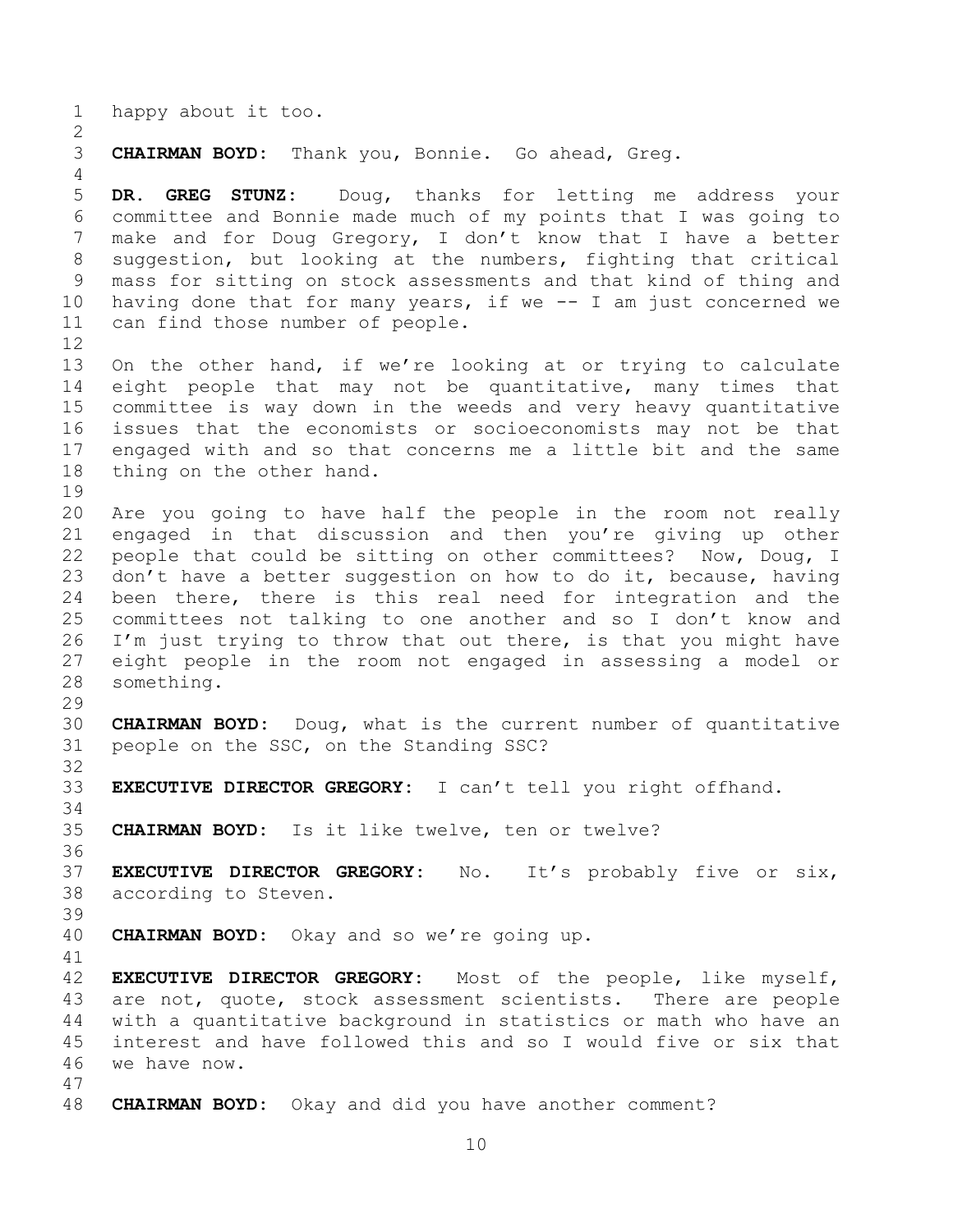happy about it too.

**CHAIRMAN BOYD:** Thank you, Bonnie. Go ahead, Greg.

**DR. GREG STUNZ:** Doug, thanks for letting me address your committee and Bonnie made much of my points that I was going to make and for Doug Gregory, I don't know that I have a better suggestion, but looking at the numbers, fighting that critical mass for sitting on stock assessments and that kind of thing and having done that for many years, if we -- I am just concerned we can find those number of people.

On the other hand, if we're looking at or trying to calculate eight people that may not be quantitative, many times that committee is way down in the weeds and very heavy quantitative issues that the economists or socioeconomists may not be that engaged with and so that concerns me a little bit and the same thing on the other hand.

Are you going to have half the people in the room not really engaged in that discussion and then you're giving up other people that could be sitting on other committees? Now, Doug, I don't have a better suggestion on how to do it, because, having been there, there is this real need for integration and the committees not talking to one another and so I don't know and I'm just trying to throw that out there, is that you might have eight people in the room not engaged in assessing a model or something.

**CHAIRMAN BOYD:** Doug, what is the current number of quantitative people on the SSC, on the Standing SSC?

**EXECUTIVE DIRECTOR GREGORY:** I can't tell you right offhand.

**CHAIRMAN BOYD:** Is it like twelve, ten or twelve?

**EXECUTIVE DIRECTOR GREGORY:** No. It's probably five or six, according to Steven.

**CHAIRMAN BOYD:** Okay and so we're going up.

**EXECUTIVE DIRECTOR GREGORY:** Most of the people, like myself, are not, quote, stock assessment scientists. There are people with a quantitative background in statistics or math who have an interest and have followed this and so I would five or six that we have now.

**CHAIRMAN BOYD:** Okay and did you have another comment?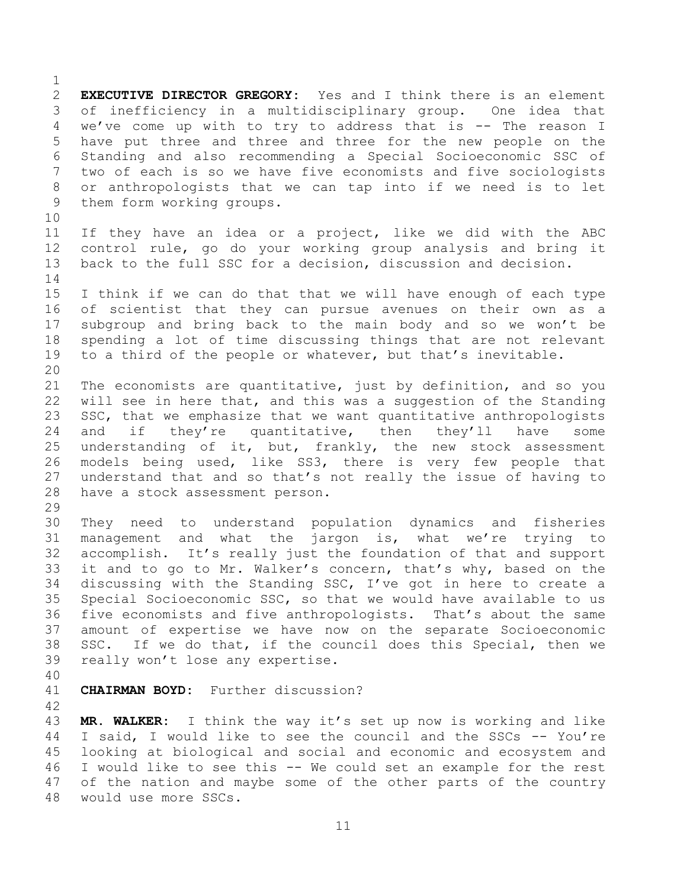**EXECUTIVE DIRECTOR GREGORY:** Yes and I think there is an element of inefficiency in a multidisciplinary group. One idea that we've come up with to try to address that is -- The reason I have put three and three and three for the new people on the Standing and also recommending a Special Socioeconomic SSC of two of each is so we have five economists and five sociologists or anthropologists that we can tap into if we need is to let them form working groups.

If they have an idea or a project, like we did with the ABC control rule, go do your working group analysis and bring it back to the full SSC for a decision, discussion and decision.

I think if we can do that that we will have enough of each type of scientist that they can pursue avenues on their own as a subgroup and bring back to the main body and so we won't be spending a lot of time discussing things that are not relevant to a third of the people or whatever, but that's inevitable.

The economists are quantitative, just by definition, and so you will see in here that, and this was a suggestion of the Standing SSC, that we emphasize that we want quantitative anthropologists and if they're quantitative, then they'll have some understanding of it, but, frankly, the new stock assessment models being used, like SS3, there is very few people that understand that and so that's not really the issue of having to have a stock assessment person.

They need to understand population dynamics and fisheries management and what the jargon is, what we're trying to accomplish. It's really just the foundation of that and support it and to go to Mr. Walker's concern, that's why, based on the discussing with the Standing SSC, I've got in here to create a Special Socioeconomic SSC, so that we would have available to us five economists and five anthropologists. That's about the same amount of expertise we have now on the separate Socioeconomic SSC. If we do that, if the council does this Special, then we really won't lose any expertise.

**CHAIRMAN BOYD:** Further discussion?

**MR. WALKER:** I think the way it's set up now is working and like I said, I would like to see the council and the SSCs -- You're looking at biological and social and economic and ecosystem and I would like to see this -- We could set an example for the rest of the nation and maybe some of the other parts of the country would use more SSCs.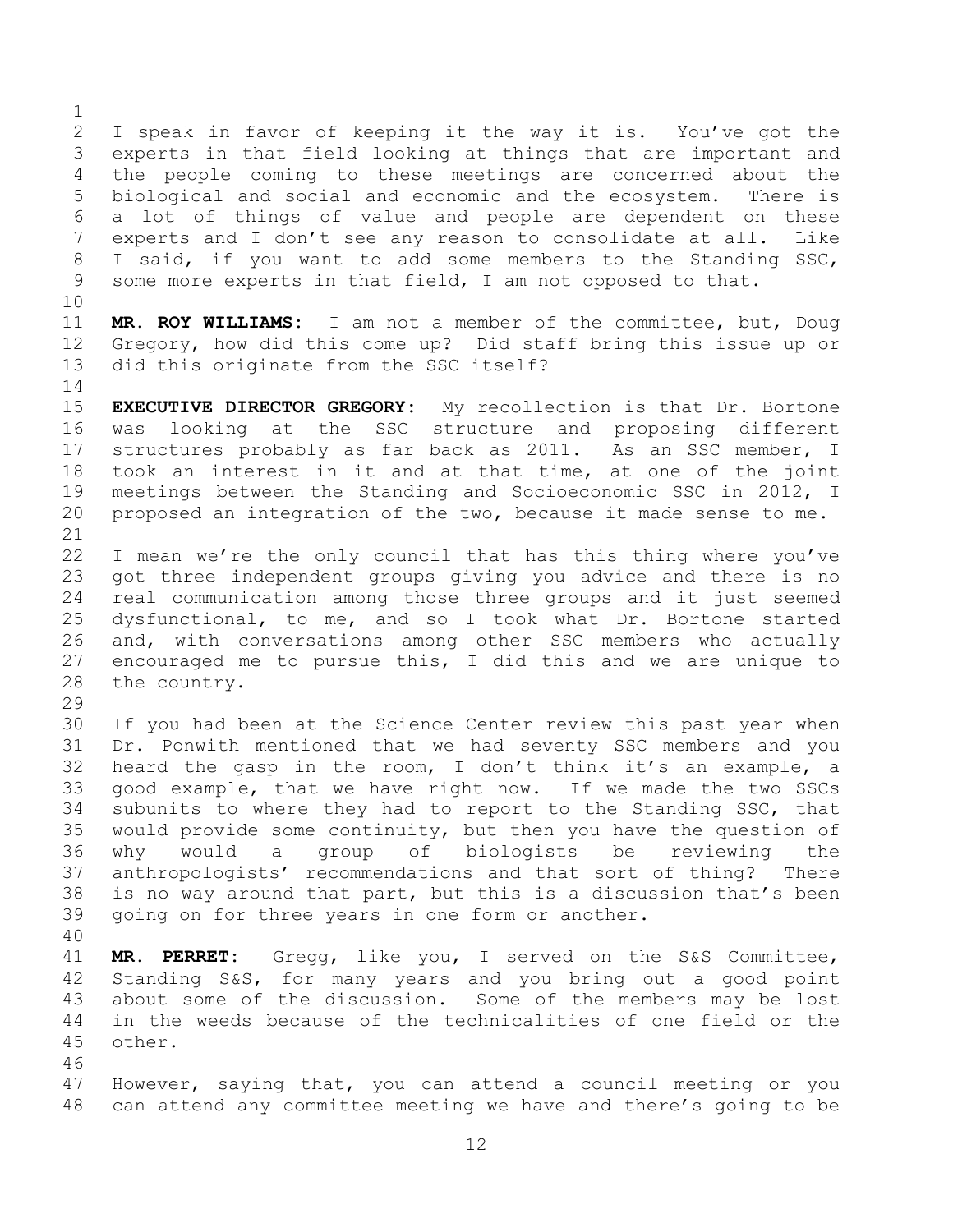I speak in favor of keeping it the way it is. You've got the experts in that field looking at things that are important and the people coming to these meetings are concerned about the biological and social and economic and the ecosystem. There is a lot of things of value and people are dependent on these experts and I don't see any reason to consolidate at all. Like I said, if you want to add some members to the Standing SSC, some more experts in that field, I am not opposed to that.

**MR. ROY WILLIAMS:** I am not a member of the committee, but, Doug Gregory, how did this come up? Did staff bring this issue up or did this originate from the SSC itself?

**EXECUTIVE DIRECTOR GREGORY:** My recollection is that Dr. Bortone was looking at the SSC structure and proposing different structures probably as far back as 2011. As an SSC member, I took an interest in it and at that time, at one of the joint meetings between the Standing and Socioeconomic SSC in 2012, I proposed an integration of the two, because it made sense to me.

I mean we're the only council that has this thing where you've got three independent groups giving you advice and there is no real communication among those three groups and it just seemed dysfunctional, to me, and so I took what Dr. Bortone started and, with conversations among other SSC members who actually encouraged me to pursue this, I did this and we are unique to the country.

If you had been at the Science Center review this past year when Dr. Ponwith mentioned that we had seventy SSC members and you heard the gasp in the room, I don't think it's an example, a good example, that we have right now. If we made the two SSCs subunits to where they had to report to the Standing SSC, that would provide some continuity, but then you have the question of why would a group of biologists be reviewing the anthropologists' recommendations and that sort of thing? There is no way around that part, but this is a discussion that's been going on for three years in one form or another.

**MR. PERRET:** Gregg, like you, I served on the S&S Committee, Standing S&S, for many years and you bring out a good point about some of the discussion. Some of the members may be lost in the weeds because of the technicalities of one field or the other.

However, saying that, you can attend a council meeting or you can attend any committee meeting we have and there's going to be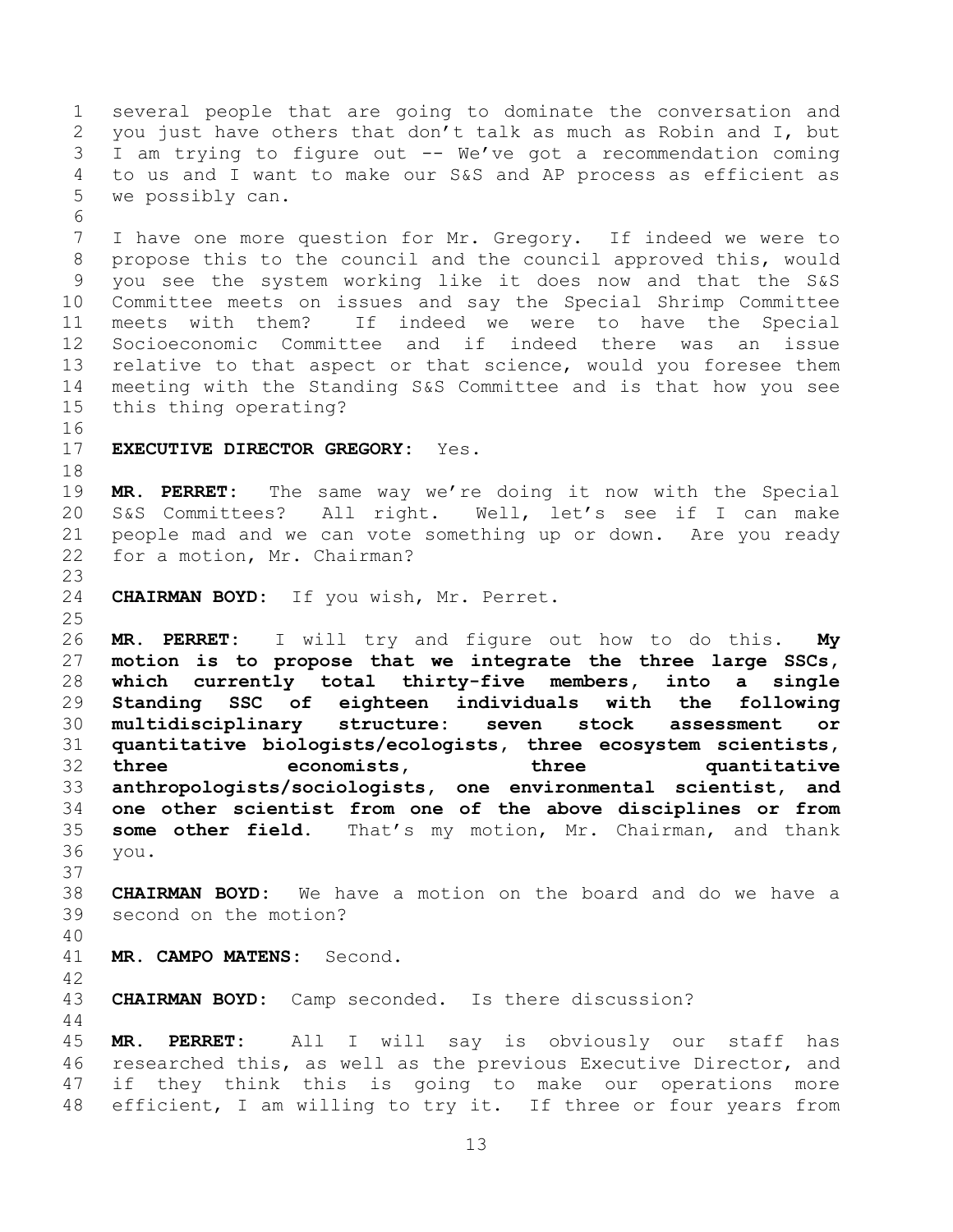several people that are going to dominate the conversation and you just have others that don't talk as much as Robin and I, but I am trying to figure out -- We've got a recommendation coming to us and I want to make our S&S and AP process as efficient as we possibly can.

I have one more question for Mr. Gregory. If indeed we were to propose this to the council and the council approved this, would you see the system working like it does now and that the S&S Committee meets on issues and say the Special Shrimp Committee meets with them? If indeed we were to have the Special Socioeconomic Committee and if indeed there was an issue relative to that aspect or that science, would you foresee them meeting with the Standing S&S Committee and is that how you see this thing operating?

**EXECUTIVE DIRECTOR GREGORY:** Yes.

**MR. PERRET:** The same way we're doing it now with the Special S&S Committees? All right. Well, let's see if I can make people mad and we can vote something up or down. Are you ready for a motion, Mr. Chairman?

**CHAIRMAN BOYD:** If you wish, Mr. Perret.

**MR. PERRET:** I will try and figure out how to do this. **My motion is to propose that we integrate the three large SSCs, which currently total thirty-five members, into a single Standing SSC of eighteen individuals with the following multidisciplinary structure: seven stock assessment or quantitative biologists/ecologists, three ecosystem scientists, three economists, three quantitative anthropologists/sociologists, one environmental scientist, and one other scientist from one of the above disciplines or from some other field.** That's my motion, Mr. Chairman, and thank you.

**CHAIRMAN BOYD:** We have a motion on the board and do we have a second on the motion?

**MR. CAMPO MATENS:** Second.

**CHAIRMAN BOYD:** Camp seconded. Is there discussion?

**MR. PERRET:** All I will say is obviously our staff has researched this, as well as the previous Executive Director, and if they think this is going to make our operations more efficient, I am willing to try it. If three or four years from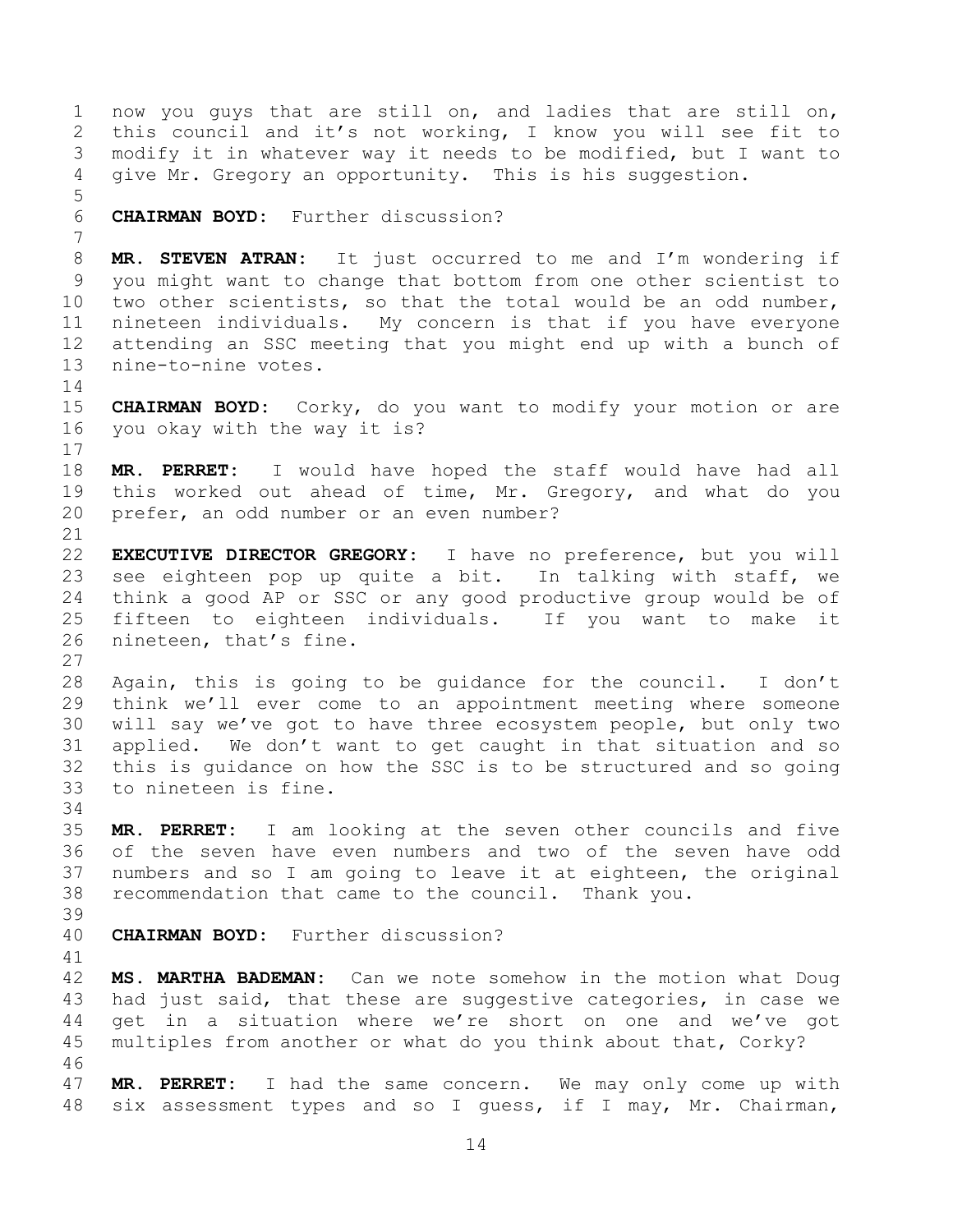now you guys that are still on, and ladies that are still on, this council and it's not working, I know you will see fit to modify it in whatever way it needs to be modified, but I want to give Mr. Gregory an opportunity. This is his suggestion.

**CHAIRMAN BOYD:** Further discussion?

**MR. STEVEN ATRAN:** It just occurred to me and I'm wondering if you might want to change that bottom from one other scientist to two other scientists, so that the total would be an odd number, nineteen individuals. My concern is that if you have everyone attending an SSC meeting that you might end up with a bunch of nine-to-nine votes.

**CHAIRMAN BOYD:** Corky, do you want to modify your motion or are you okay with the way it is?

**MR. PERRET:** I would have hoped the staff would have had all this worked out ahead of time, Mr. Gregory, and what do you prefer, an odd number or an even number?

**EXECUTIVE DIRECTOR GREGORY:** I have no preference, but you will see eighteen pop up quite a bit. In talking with staff, we think a good AP or SSC or any good productive group would be of fifteen to eighteen individuals. If you want to make it nineteen, that's fine.

Again, this is going to be guidance for the council. I don't think we'll ever come to an appointment meeting where someone will say we've got to have three ecosystem people, but only two applied. We don't want to get caught in that situation and so this is guidance on how the SSC is to be structured and so going to nineteen is fine.

**MR. PERRET:** I am looking at the seven other councils and five of the seven have even numbers and two of the seven have odd numbers and so I am going to leave it at eighteen, the original recommendation that came to the council. Thank you.

**CHAIRMAN BOYD:** Further discussion?

**MS. MARTHA BADEMAN:** Can we note somehow in the motion what Doug had just said, that these are suggestive categories, in case we get in a situation where we're short on one and we've got multiples from another or what do you think about that, Corky?

**MR. PERRET:** I had the same concern. We may only come up with six assessment types and so I guess, if I may, Mr. Chairman,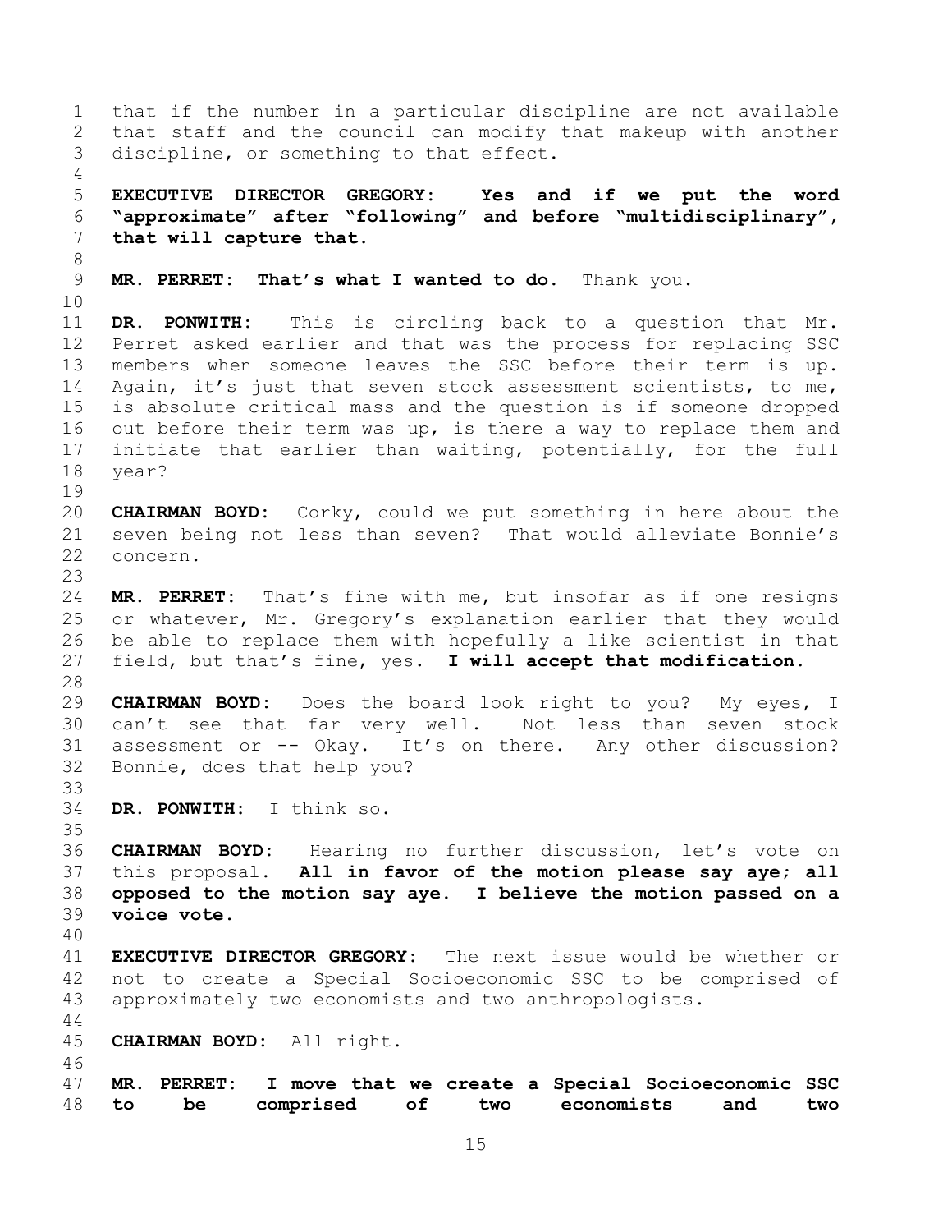that if the number in a particular discipline are not available that staff and the council can modify that makeup with another discipline, or something to that effect.

**EXECUTIVE DIRECTOR GREGORY: Yes and if we put the word "approximate" after "following" and before "multidisciplinary", that will capture that.**

**MR. PERRET: That's what I wanted to do.** Thank you.

**DR. PONWITH:** This is circling back to a question that Mr. Perret asked earlier and that was the process for replacing SSC members when someone leaves the SSC before their term is up. Again, it's just that seven stock assessment scientists, to me, is absolute critical mass and the question is if someone dropped out before their term was up, is there a way to replace them and initiate that earlier than waiting, potentially, for the full year?

**CHAIRMAN BOYD:** Corky, could we put something in here about the seven being not less than seven? That would alleviate Bonnie's concern.

**MR. PERRET:** That's fine with me, but insofar as if one resigns or whatever, Mr. Gregory's explanation earlier that they would be able to replace them with hopefully a like scientist in that field, but that's fine, yes. **I will accept that modification.**

**CHAIRMAN BOYD:** Does the board look right to you? My eyes, I can't see that far very well. Not less than seven stock assessment or -- Okay. It's on there. Any other discussion? Bonnie, does that help you?

**DR. PONWITH:** I think so.

**CHAIRMAN BOYD:** Hearing no further discussion, let's vote on this proposal. **All in favor of the motion please say aye; all opposed to the motion say aye. I believe the motion passed on a voice vote.**

**EXECUTIVE DIRECTOR GREGORY:** The next issue would be whether or not to create a Special Socioeconomic SSC to be comprised of approximately two economists and two anthropologists.

**CHAIRMAN BOYD:** All right.

**MR. PERRET: I move that we create a Special Socioeconomic SSC to be comprised of two economists and two**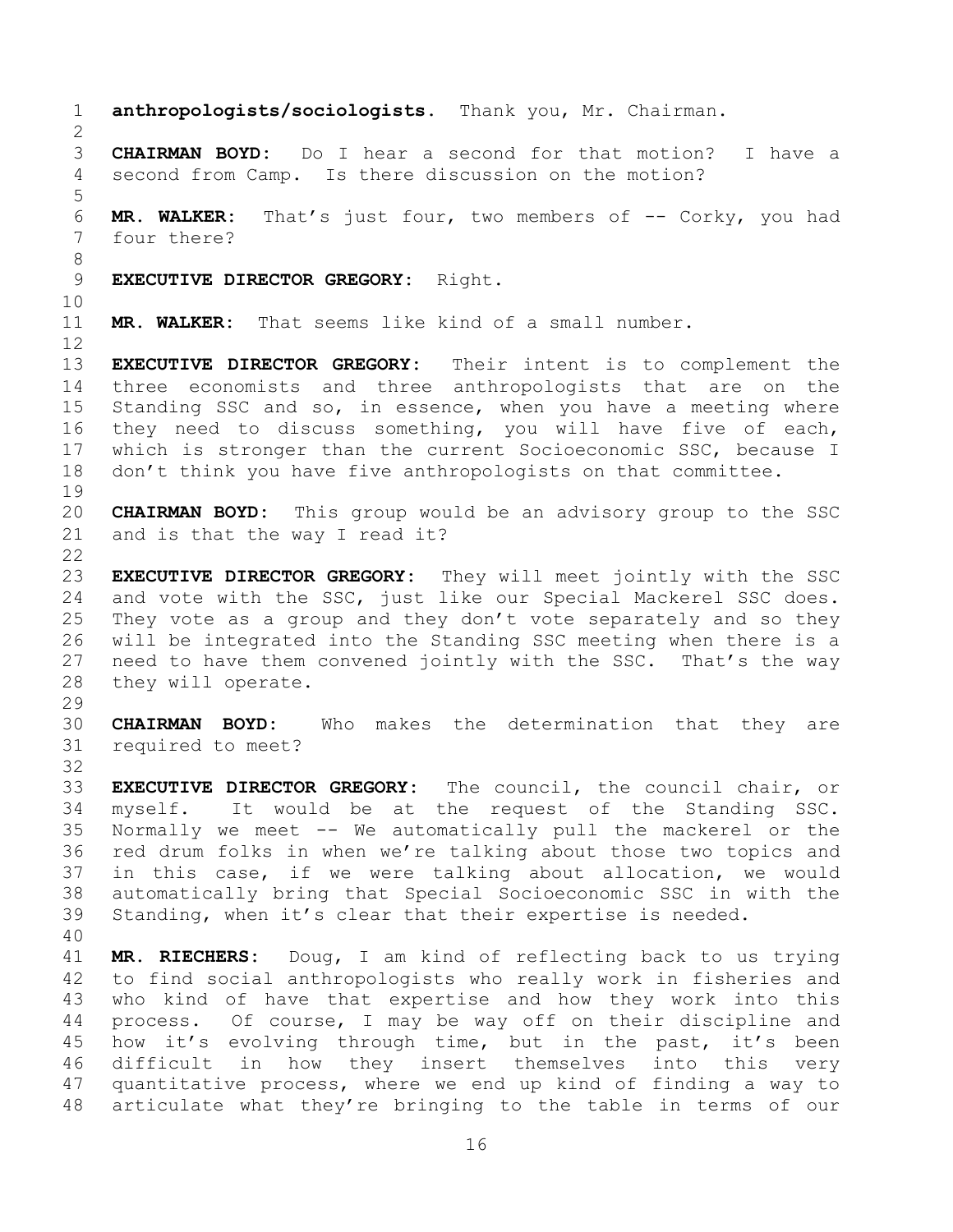**anthropologists/sociologists.** Thank you, Mr. Chairman.

**CHAIRMAN BOYD:** Do I hear a second for that motion? I have a second from Camp. Is there discussion on the motion?

**MR. WALKER:** That's just four, two members of -- Corky, you had four there?

**EXECUTIVE DIRECTOR GREGORY:** Right.

**MR. WALKER:** That seems like kind of a small number.

**EXECUTIVE DIRECTOR GREGORY:** Their intent is to complement the three economists and three anthropologists that are on the Standing SSC and so, in essence, when you have a meeting where they need to discuss something, you will have five of each, which is stronger than the current Socioeconomic SSC, because I don't think you have five anthropologists on that committee.

**CHAIRMAN BOYD:** This group would be an advisory group to the SSC and is that the way I read it?

**EXECUTIVE DIRECTOR GREGORY:** They will meet jointly with the SSC and vote with the SSC, just like our Special Mackerel SSC does. They vote as a group and they don't vote separately and so they will be integrated into the Standing SSC meeting when there is a need to have them convened jointly with the SSC. That's the way they will operate.

**CHAIRMAN BOYD:** Who makes the determination that they are required to meet?

**EXECUTIVE DIRECTOR GREGORY:** The council, the council chair, or myself. It would be at the request of the Standing SSC. Normally we meet -- We automatically pull the mackerel or the red drum folks in when we're talking about those two topics and in this case, if we were talking about allocation, we would automatically bring that Special Socioeconomic SSC in with the Standing, when it's clear that their expertise is needed.

**MR. RIECHERS:** Doug, I am kind of reflecting back to us trying to find social anthropologists who really work in fisheries and who kind of have that expertise and how they work into this process. Of course, I may be way off on their discipline and how it's evolving through time, but in the past, it's been difficult in how they insert themselves into this very quantitative process, where we end up kind of finding a way to articulate what they're bringing to the table in terms of our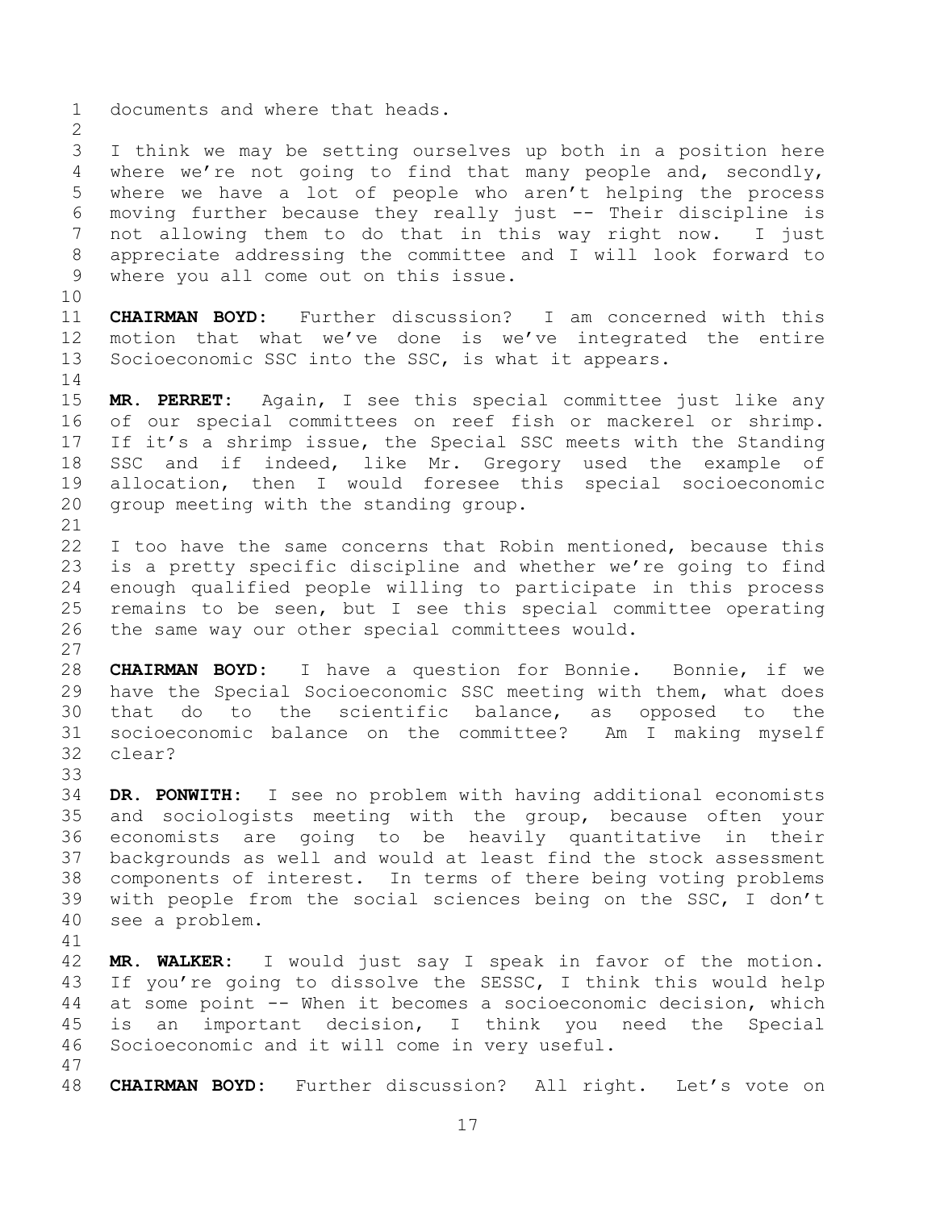documents and where that heads.

I think we may be setting ourselves up both in a position here where we're not going to find that many people and, secondly, where we have a lot of people who aren't helping the process moving further because they really just -- Their discipline is not allowing them to do that in this way right now. I just appreciate addressing the committee and I will look forward to where you all come out on this issue.

**CHAIRMAN BOYD:** Further discussion? I am concerned with this motion that what we've done is we've integrated the entire Socioeconomic SSC into the SSC, is what it appears.

**MR. PERRET:** Again, I see this special committee just like any of our special committees on reef fish or mackerel or shrimp. If it's a shrimp issue, the Special SSC meets with the Standing SSC and if indeed, like Mr. Gregory used the example of allocation, then I would foresee this special socioeconomic group meeting with the standing group.

I too have the same concerns that Robin mentioned, because this is a pretty specific discipline and whether we're going to find enough qualified people willing to participate in this process remains to be seen, but I see this special committee operating the same way our other special committees would.

**CHAIRMAN BOYD:** I have a question for Bonnie. Bonnie, if we have the Special Socioeconomic SSC meeting with them, what does that do to the scientific balance, as opposed to the socioeconomic balance on the committee? Am I making myself clear?

**DR. PONWITH:** I see no problem with having additional economists and sociologists meeting with the group, because often your economists are going to be heavily quantitative in their backgrounds as well and would at least find the stock assessment components of interest. In terms of there being voting problems with people from the social sciences being on the SSC, I don't see a problem.

**MR. WALKER:** I would just say I speak in favor of the motion. If you're going to dissolve the SESSC, I think this would help at some point -- When it becomes a socioeconomic decision, which is an important decision, I think you need the Special Socioeconomic and it will come in very useful.

**CHAIRMAN BOYD:** Further discussion? All right. Let's vote on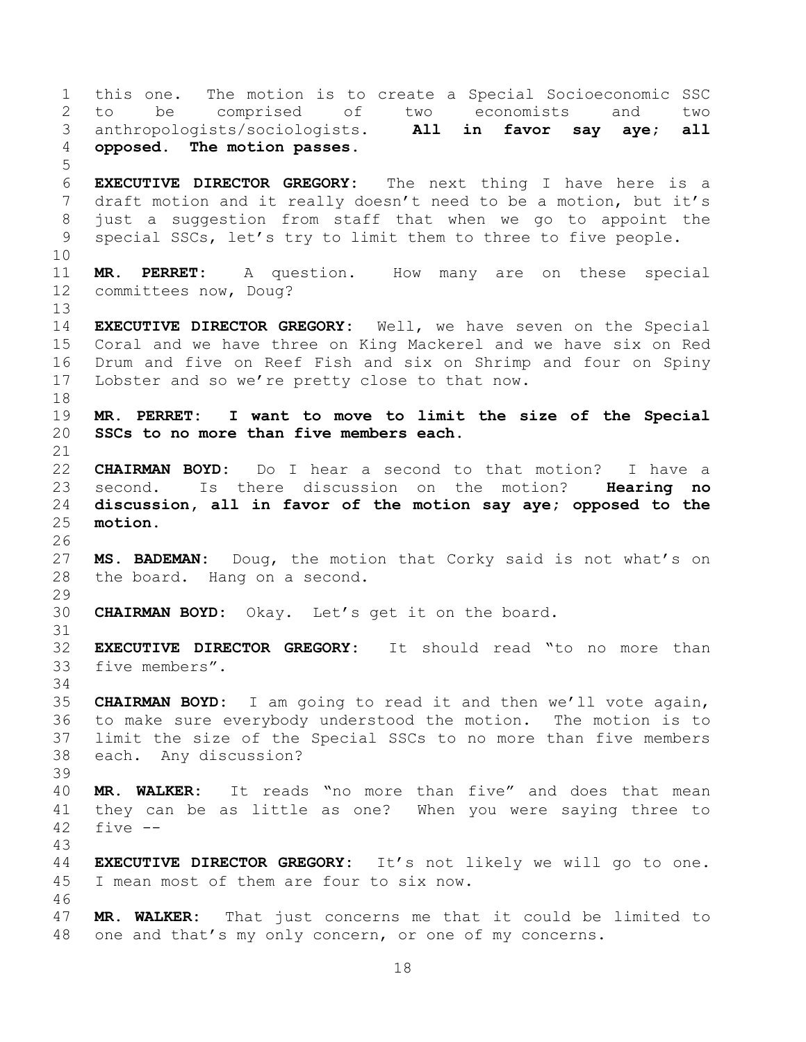this one. The motion is to create a Special Socioeconomic SSC to be comprised of two economists and two anthropologists/sociologists. **All in favor say aye; all opposed. The motion passes.**

**EXECUTIVE DIRECTOR GREGORY:** The next thing I have here is a draft motion and it really doesn't need to be a motion, but it's just a suggestion from staff that when we go to appoint the special SSCs, let's try to limit them to three to five people.

**MR. PERRET:** A question. How many are on these special committees now, Doug?

**EXECUTIVE DIRECTOR GREGORY:** Well, we have seven on the Special Coral and we have three on King Mackerel and we have six on Red Drum and five on Reef Fish and six on Shrimp and four on Spiny Lobster and so we're pretty close to that now.

**MR. PERRET: I want to move to limit the size of the Special SSCs to no more than five members each.**

**CHAIRMAN BOYD:** Do I hear a second to that motion? I have a second. Is there discussion on the motion? **Hearing no discussion, all in favor of the motion say aye; opposed to the motion.**

**MS. BADEMAN:** Doug, the motion that Corky said is not what's on the board. Hang on a second.

**CHAIRMAN BOYD:** Okay. Let's get it on the board.

**EXECUTIVE DIRECTOR GREGORY:** It should read "to no more than five members".

**CHAIRMAN BOYD:** I am going to read it and then we'll vote again, to make sure everybody understood the motion. The motion is to limit the size of the Special SSCs to no more than five members each. Any discussion?

**MR. WALKER:** It reads "no more than five" and does that mean they can be as little as one? When you were saying three to five --

**EXECUTIVE DIRECTOR GREGORY:** It's not likely we will go to one. I mean most of them are four to six now.

**MR. WALKER:** That just concerns me that it could be limited to one and that's my only concern, or one of my concerns.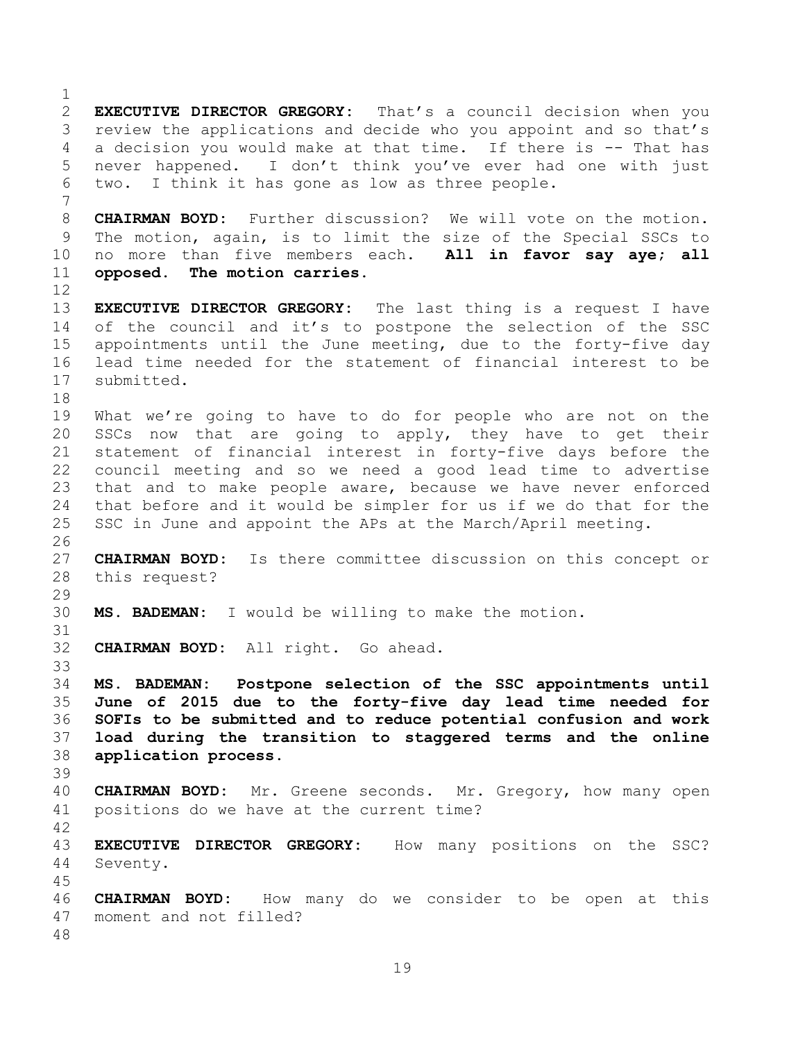**EXECUTIVE DIRECTOR GREGORY:** That's a council decision when you review the applications and decide who you appoint and so that's a decision you would make at that time. If there is -- That has never happened. I don't think you've ever had one with just two. I think it has gone as low as three people.

**CHAIRMAN BOYD:** Further discussion? We will vote on the motion. The motion, again, is to limit the size of the Special SSCs to no more than five members each. **All in favor say aye; all opposed. The motion carries.**

**EXECUTIVE DIRECTOR GREGORY:** The last thing is a request I have of the council and it's to postpone the selection of the SSC appointments until the June meeting, due to the forty-five day lead time needed for the statement of financial interest to be submitted.

What we're going to have to do for people who are not on the SSCs now that are going to apply, they have to get their statement of financial interest in forty-five days before the council meeting and so we need a good lead time to advertise that and to make people aware, because we have never enforced that before and it would be simpler for us if we do that for the SSC in June and appoint the APs at the March/April meeting.

**CHAIRMAN BOYD:** Is there committee discussion on this concept or this request?

**MS. BADEMAN:** I would be willing to make the motion.

**CHAIRMAN BOYD:** All right. Go ahead.

**MS. BADEMAN: Postpone selection of the SSC appointments until June of 2015 due to the forty-five day lead time needed for SOFIs to be submitted and to reduce potential confusion and work load during the transition to staggered terms and the online application process.**

**CHAIRMAN BOYD:** Mr. Greene seconds. Mr. Gregory, how many open positions do we have at the current time?

**EXECUTIVE DIRECTOR GREGORY:** How many positions on the SSC? Seventy.

**CHAIRMAN BOYD:** How many do we consider to be open at this moment and not filled?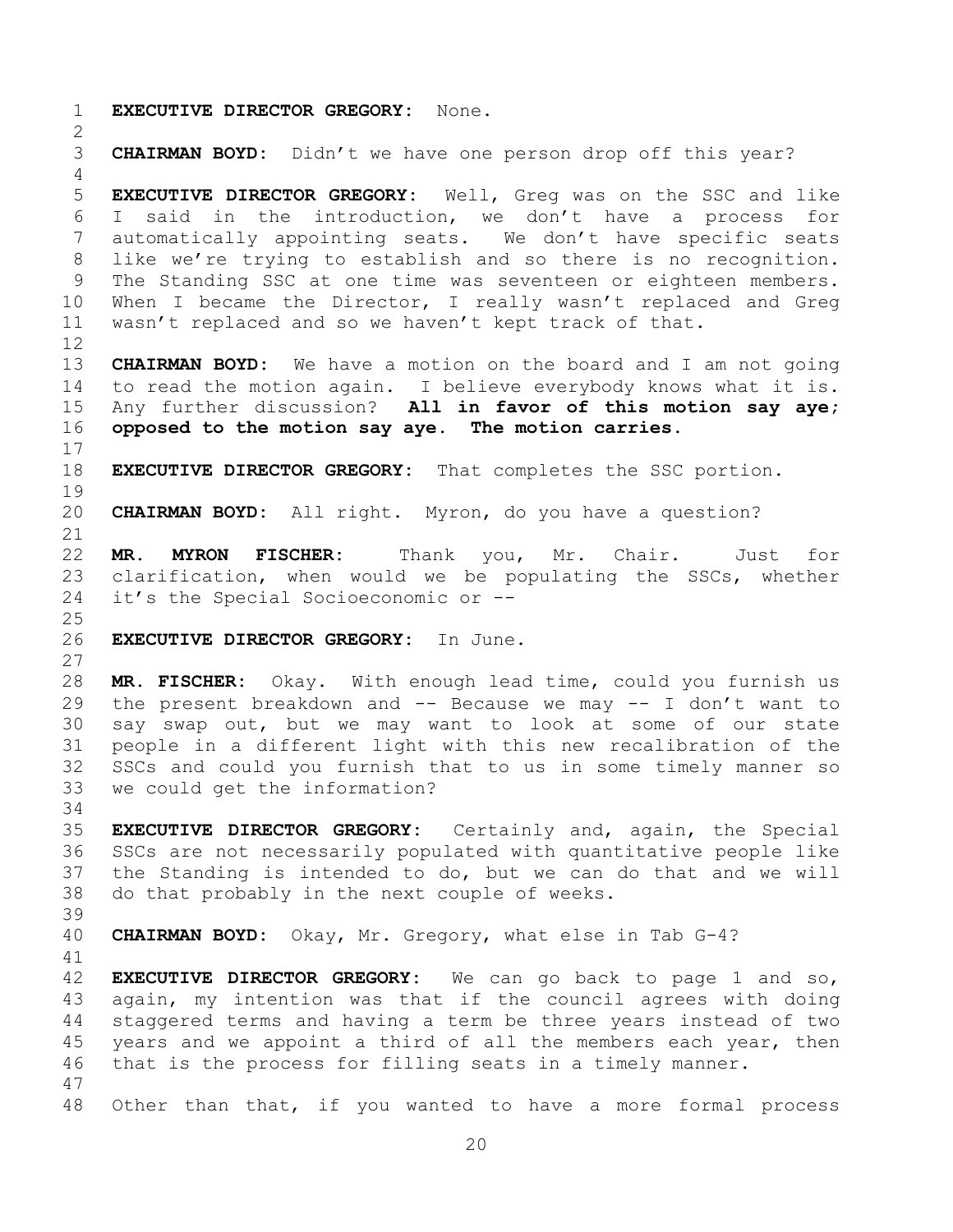**EXECUTIVE DIRECTOR GREGORY:** None.

**CHAIRMAN BOYD:** Didn't we have one person drop off this year?

**EXECUTIVE DIRECTOR GREGORY:** Well, Greg was on the SSC and like I said in the introduction, we don't have a process for automatically appointing seats. We don't have specific seats like we're trying to establish and so there is no recognition. The Standing SSC at one time was seventeen or eighteen members. When I became the Director, I really wasn't replaced and Greg wasn't replaced and so we haven't kept track of that.

**CHAIRMAN BOYD:** We have a motion on the board and I am not going to read the motion again. I believe everybody knows what it is. Any further discussion? **All in favor of this motion say aye; opposed to the motion say aye. The motion carries.**

**EXECUTIVE DIRECTOR GREGORY:** That completes the SSC portion.

**CHAIRMAN BOYD:** All right. Myron, do you have a question?

**MR. MYRON FISCHER:** Thank you, Mr. Chair. Just for clarification, when would we be populating the SSCs, whether it's the Special Socioeconomic or --

**EXECUTIVE DIRECTOR GREGORY:** In June.

**MR. FISCHER:** Okay. With enough lead time, could you furnish us the present breakdown and -- Because we may -- I don't want to say swap out, but we may want to look at some of our state people in a different light with this new recalibration of the SSCs and could you furnish that to us in some timely manner so we could get the information?

**EXECUTIVE DIRECTOR GREGORY:** Certainly and, again, the Special SSCs are not necessarily populated with quantitative people like the Standing is intended to do, but we can do that and we will do that probably in the next couple of weeks.

**CHAIRMAN BOYD:** Okay, Mr. Gregory, what else in Tab G-4?

**EXECUTIVE DIRECTOR GREGORY:** We can go back to page 1 and so, again, my intention was that if the council agrees with doing staggered terms and having a term be three years instead of two years and we appoint a third of all the members each year, then that is the process for filling seats in a timely manner.

Other than that, if you wanted to have a more formal process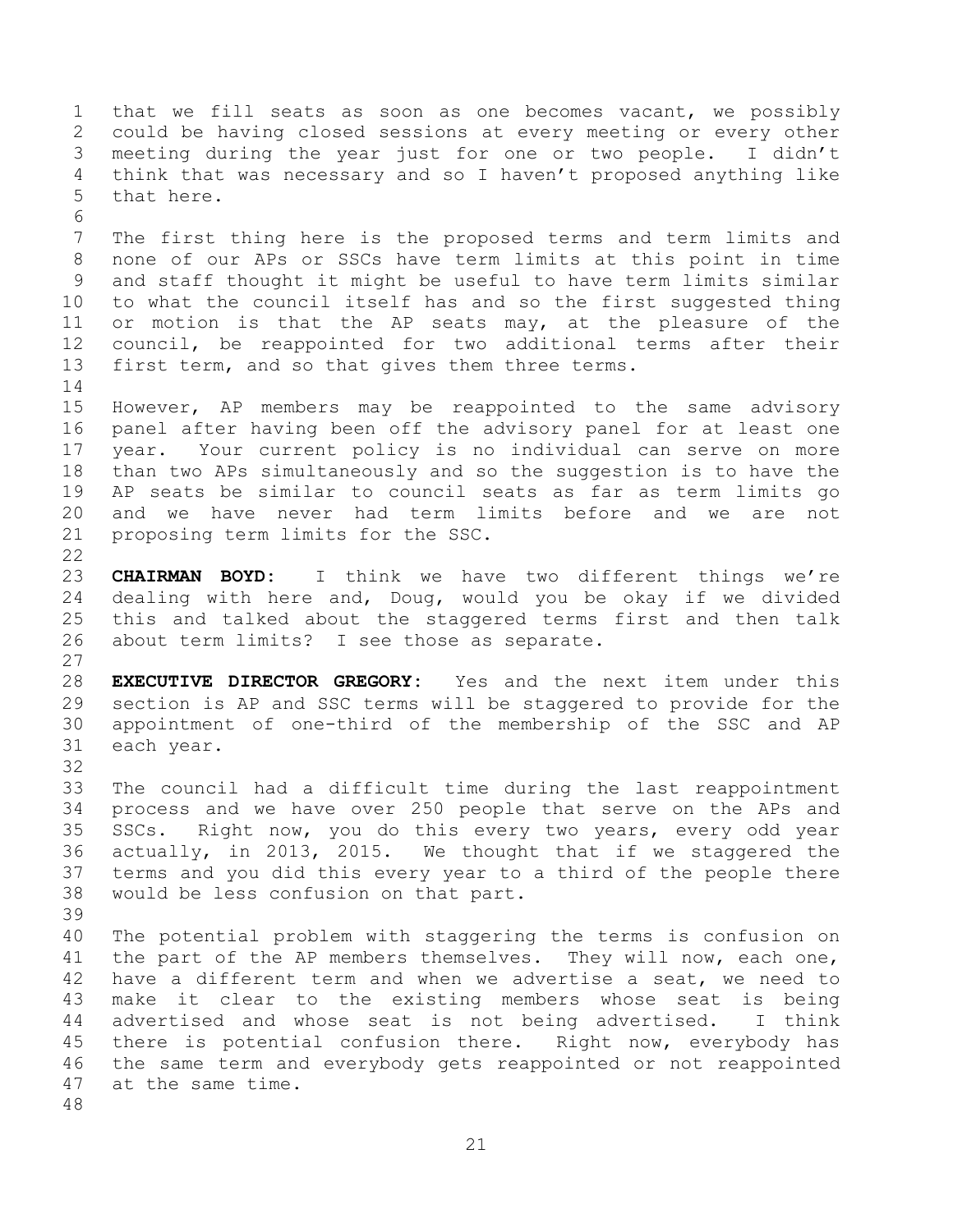that we fill seats as soon as one becomes vacant, we possibly could be having closed sessions at every meeting or every other meeting during the year just for one or two people. I didn't think that was necessary and so I haven't proposed anything like that here.

The first thing here is the proposed terms and term limits and none of our APs or SSCs have term limits at this point in time and staff thought it might be useful to have term limits similar to what the council itself has and so the first suggested thing or motion is that the AP seats may, at the pleasure of the council, be reappointed for two additional terms after their first term, and so that gives them three terms.

However, AP members may be reappointed to the same advisory panel after having been off the advisory panel for at least one year. Your current policy is no individual can serve on more than two APs simultaneously and so the suggestion is to have the AP seats be similar to council seats as far as term limits go and we have never had term limits before and we are not proposing term limits for the SSC.

**CHAIRMAN BOYD:** I think we have two different things we're dealing with here and, Doug, would you be okay if we divided this and talked about the staggered terms first and then talk about term limits? I see those as separate.

**EXECUTIVE DIRECTOR GREGORY:** Yes and the next item under this section is AP and SSC terms will be staggered to provide for the appointment of one-third of the membership of the SSC and AP each year.

The council had a difficult time during the last reappointment process and we have over 250 people that serve on the APs and SSCs. Right now, you do this every two years, every odd year actually, in 2013, 2015. We thought that if we staggered the terms and you did this every year to a third of the people there would be less confusion on that part.

The potential problem with staggering the terms is confusion on the part of the AP members themselves. They will now, each one, have a different term and when we advertise a seat, we need to make it clear to the existing members whose seat is being advertised and whose seat is not being advertised. I think there is potential confusion there. Right now, everybody has the same term and everybody gets reappointed or not reappointed at the same time.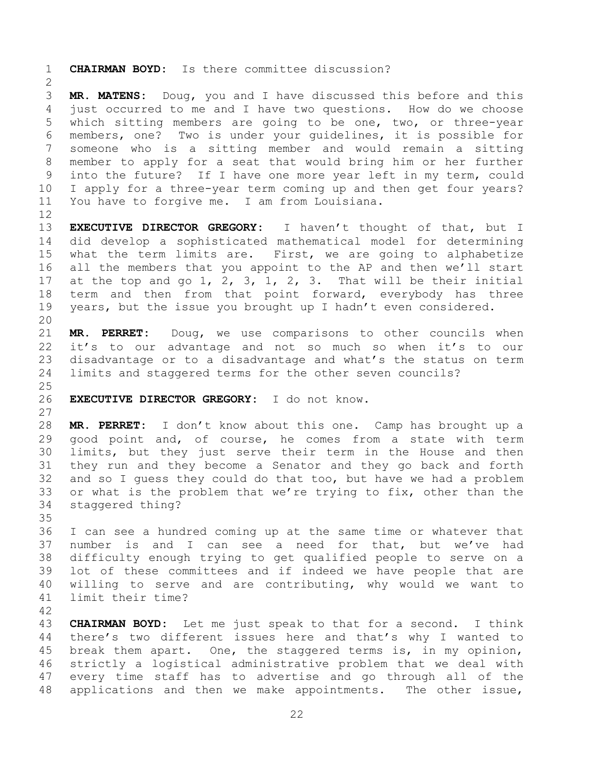**CHAIRMAN BOYD:** Is there committee discussion?

**MR. MATENS:** Doug, you and I have discussed this before and this just occurred to me and I have two questions. How do we choose which sitting members are going to be one, two, or three-year members, one? Two is under your guidelines, it is possible for someone who is a sitting member and would remain a sitting member to apply for a seat that would bring him or her further into the future? If I have one more year left in my term, could I apply for a three-year term coming up and then get four years? You have to forgive me. I am from Louisiana.

**EXECUTIVE DIRECTOR GREGORY:** I haven't thought of that, but I did develop a sophisticated mathematical model for determining what the term limits are. First, we are going to alphabetize all the members that you appoint to the AP and then we'll start at the top and go 1, 2, 3, 1, 2, 3. That will be their initial term and then from that point forward, everybody has three years, but the issue you brought up I hadn't even considered.

**MR. PERRET:** Doug, we use comparisons to other councils when it's to our advantage and not so much so when it's to our disadvantage or to a disadvantage and what's the status on term limits and staggered terms for the other seven councils?

**EXECUTIVE DIRECTOR GREGORY:** I do not know.

**MR. PERRET:** I don't know about this one. Camp has brought up a good point and, of course, he comes from a state with term limits, but they just serve their term in the House and then they run and they become a Senator and they go back and forth and so I guess they could do that too, but have we had a problem or what is the problem that we're trying to fix, other than the staggered thing?

I can see a hundred coming up at the same time or whatever that number is and I can see a need for that, but we've had difficulty enough trying to get qualified people to serve on a lot of these committees and if indeed we have people that are willing to serve and are contributing, why would we want to limit their time?

**CHAIRMAN BOYD:** Let me just speak to that for a second. I think there's two different issues here and that's why I wanted to break them apart. One, the staggered terms is, in my opinion, strictly a logistical administrative problem that we deal with every time staff has to advertise and go through all of the applications and then we make appointments. The other issue,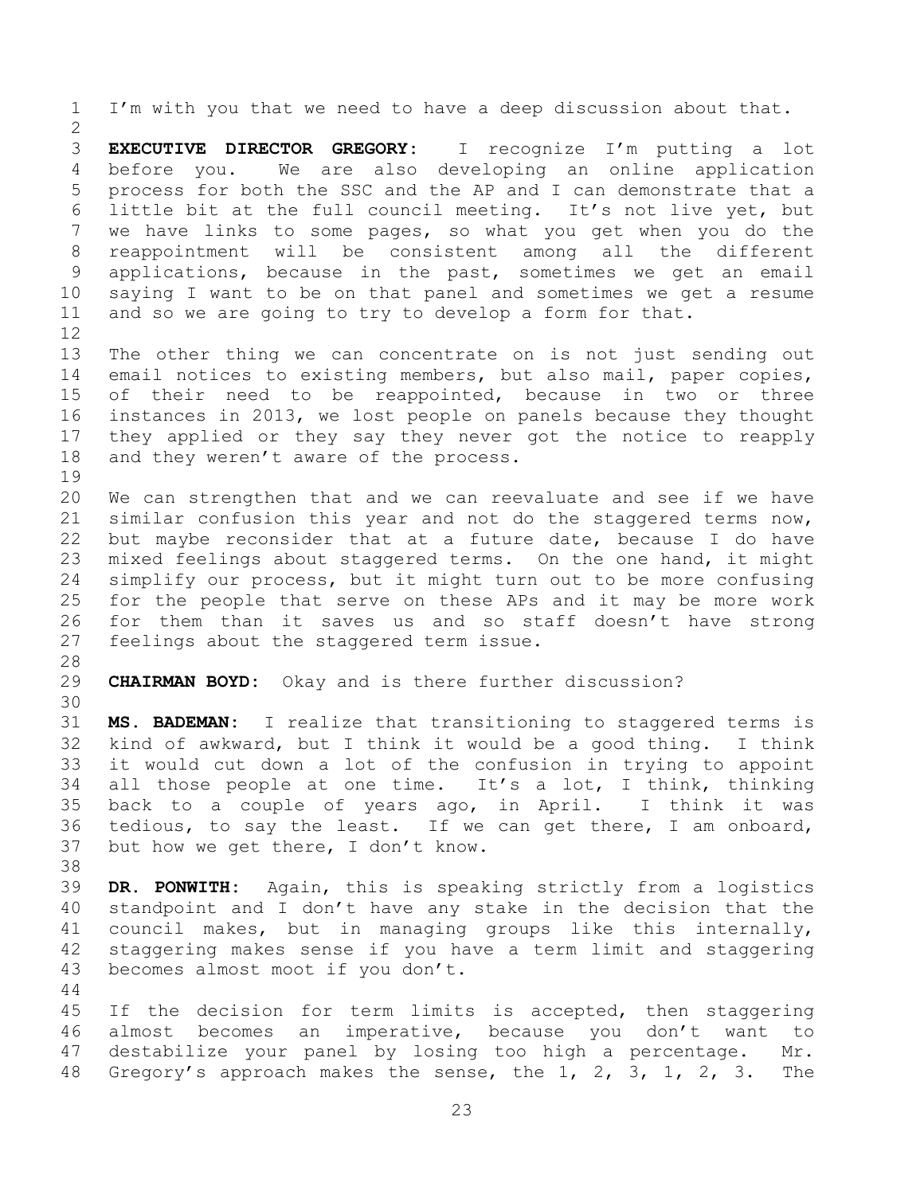I'm with you that we need to have a deep discussion about that.

**EXECUTIVE DIRECTOR GREGORY:** I recognize I'm putting a lot before you. We are also developing an online application process for both the SSC and the AP and I can demonstrate that a little bit at the full council meeting. It's not live yet, but we have links to some pages, so what you get when you do the reappointment will be consistent among all the different applications, because in the past, sometimes we get an email saying I want to be on that panel and sometimes we get a resume and so we are going to try to develop a form for that.

The other thing we can concentrate on is not just sending out email notices to existing members, but also mail, paper copies, of their need to be reappointed, because in two or three instances in 2013, we lost people on panels because they thought they applied or they say they never got the notice to reapply and they weren't aware of the process.

We can strengthen that and we can reevaluate and see if we have similar confusion this year and not do the staggered terms now, but maybe reconsider that at a future date, because I do have mixed feelings about staggered terms. On the one hand, it might simplify our process, but it might turn out to be more confusing for the people that serve on these APs and it may be more work for them than it saves us and so staff doesn't have strong feelings about the staggered term issue.

**CHAIRMAN BOYD:** Okay and is there further discussion?

**MS. BADEMAN:** I realize that transitioning to staggered terms is kind of awkward, but I think it would be a good thing. I think it would cut down a lot of the confusion in trying to appoint all those people at one time. It's a lot, I think, thinking back to a couple of years ago, in April. I think it was tedious, to say the least. If we can get there, I am onboard, but how we get there, I don't know.

**DR. PONWITH:** Again, this is speaking strictly from a logistics standpoint and I don't have any stake in the decision that the council makes, but in managing groups like this internally, staggering makes sense if you have a term limit and staggering becomes almost moot if you don't.

If the decision for term limits is accepted, then staggering almost becomes an imperative, because you don't want to destabilize your panel by losing too high a percentage. Mr. Gregory's approach makes the sense, the 1, 2, 3, 1, 2, 3. The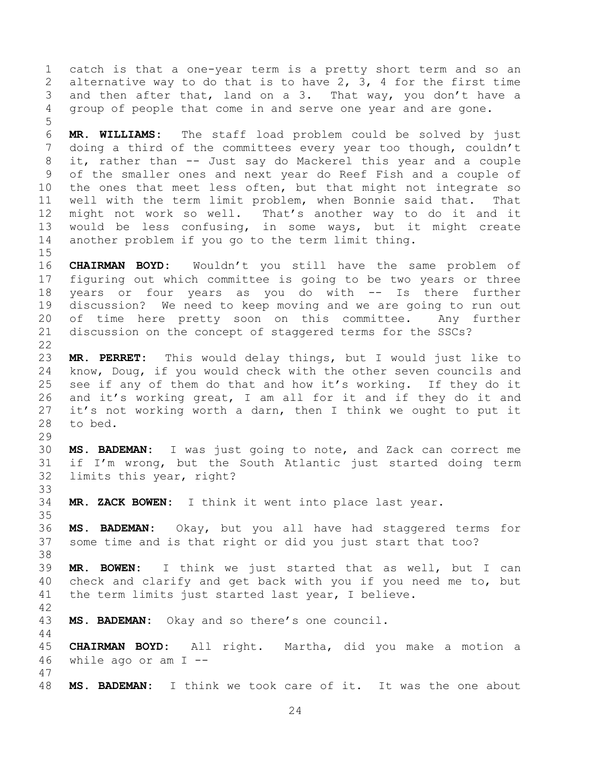catch is that a one-year term is a pretty short term and so an alternative way to do that is to have 2, 3, 4 for the first time and then after that, land on a 3. That way, you don't have a group of people that come in and serve one year and are gone.

**MR. WILLIAMS:** The staff load problem could be solved by just doing a third of the committees every year too though, couldn't it, rather than -- Just say do Mackerel this year and a couple of the smaller ones and next year do Reef Fish and a couple of the ones that meet less often, but that might not integrate so well with the term limit problem, when Bonnie said that. That might not work so well. That's another way to do it and it would be less confusing, in some ways, but it might create another problem if you go to the term limit thing.

**CHAIRMAN BOYD:** Wouldn't you still have the same problem of figuring out which committee is going to be two years or three years or four years as you do with -- Is there further discussion? We need to keep moving and we are going to run out of time here pretty soon on this committee. Any further discussion on the concept of staggered terms for the SSCs?

**MR. PERRET:** This would delay things, but I would just like to know, Doug, if you would check with the other seven councils and see if any of them do that and how it's working. If they do it and it's working great, I am all for it and if they do it and it's not working worth a darn, then I think we ought to put it to bed.

**MS. BADEMAN:** I was just going to note, and Zack can correct me if I'm wrong, but the South Atlantic just started doing term limits this year, right?

**MR. ZACK BOWEN:** I think it went into place last year.

**MS. BADEMAN:** Okay, but you all have had staggered terms for some time and is that right or did you just start that too?

**MR. BOWEN:** I think we just started that as well, but I can check and clarify and get back with you if you need me to, but the term limits just started last year, I believe.

**MS. BADEMAN:** Okay and so there's one council.

**CHAIRMAN BOYD:** All right. Martha, did you make a motion a while ago or am I --

**MS. BADEMAN:** I think we took care of it. It was the one about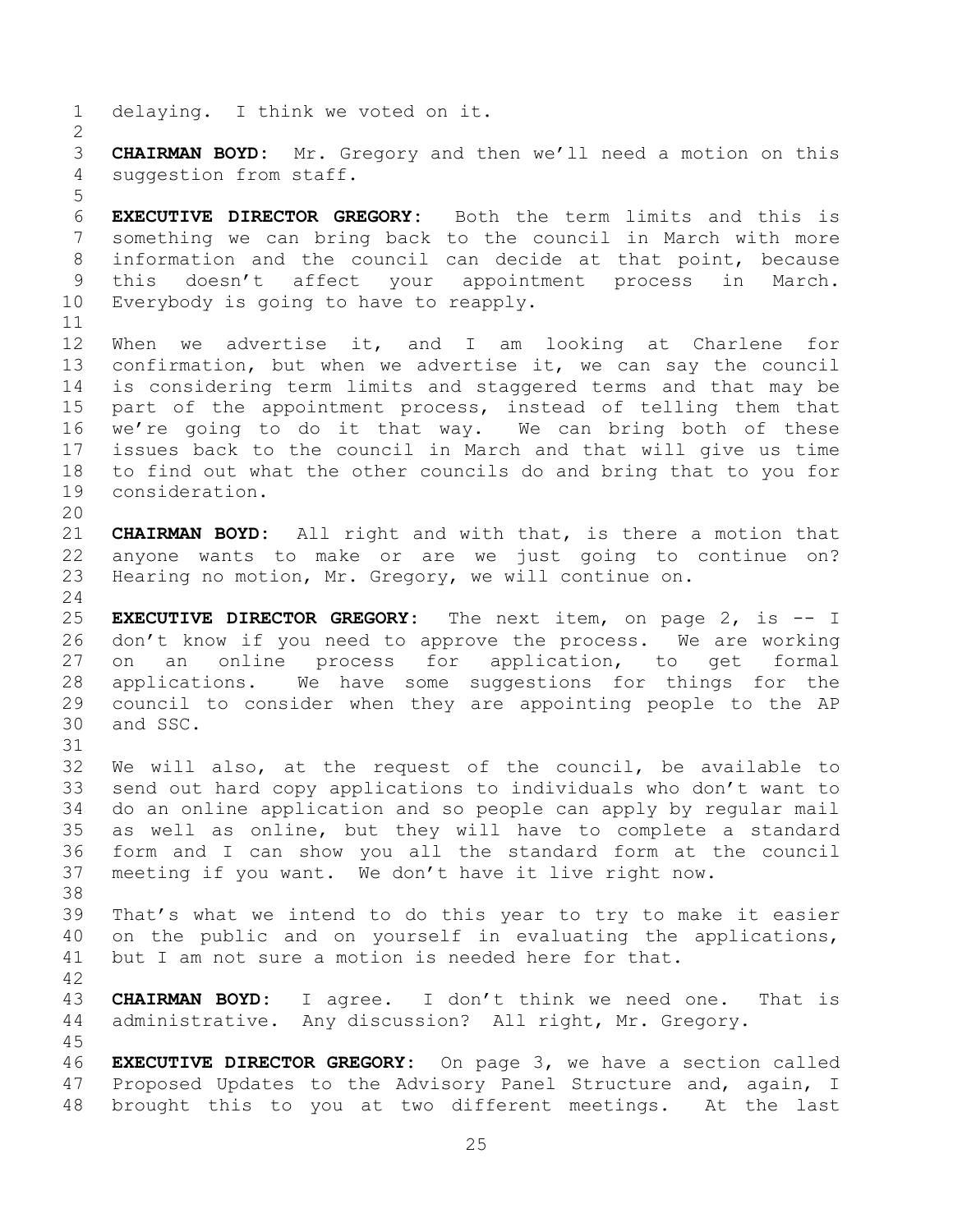delaying. I think we voted on it.

**CHAIRMAN BOYD:** Mr. Gregory and then we'll need a motion on this suggestion from staff.

**EXECUTIVE DIRECTOR GREGORY:** Both the term limits and this is something we can bring back to the council in March with more information and the council can decide at that point, because this doesn't affect your appointment process in March. Everybody is going to have to reapply.

When we advertise it, and I am looking at Charlene for confirmation, but when we advertise it, we can say the council is considering term limits and staggered terms and that may be part of the appointment process, instead of telling them that we're going to do it that way. We can bring both of these issues back to the council in March and that will give us time to find out what the other councils do and bring that to you for consideration.

**CHAIRMAN BOYD:** All right and with that, is there a motion that anyone wants to make or are we just going to continue on? Hearing no motion, Mr. Gregory, we will continue on.

**EXECUTIVE DIRECTOR GREGORY:** The next item, on page 2, is -- I don't know if you need to approve the process. We are working on an online process for application, to get formal applications. We have some suggestions for things for the council to consider when they are appointing people to the AP and SSC.

We will also, at the request of the council, be available to send out hard copy applications to individuals who don't want to do an online application and so people can apply by regular mail as well as online, but they will have to complete a standard form and I can show you all the standard form at the council meeting if you want. We don't have it live right now.

That's what we intend to do this year to try to make it easier on the public and on yourself in evaluating the applications, but I am not sure a motion is needed here for that.

**CHAIRMAN BOYD:** I agree. I don't think we need one. That is administrative. Any discussion? All right, Mr. Gregory.

**EXECUTIVE DIRECTOR GREGORY:** On page 3, we have a section called Proposed Updates to the Advisory Panel Structure and, again, I brought this to you at two different meetings. At the last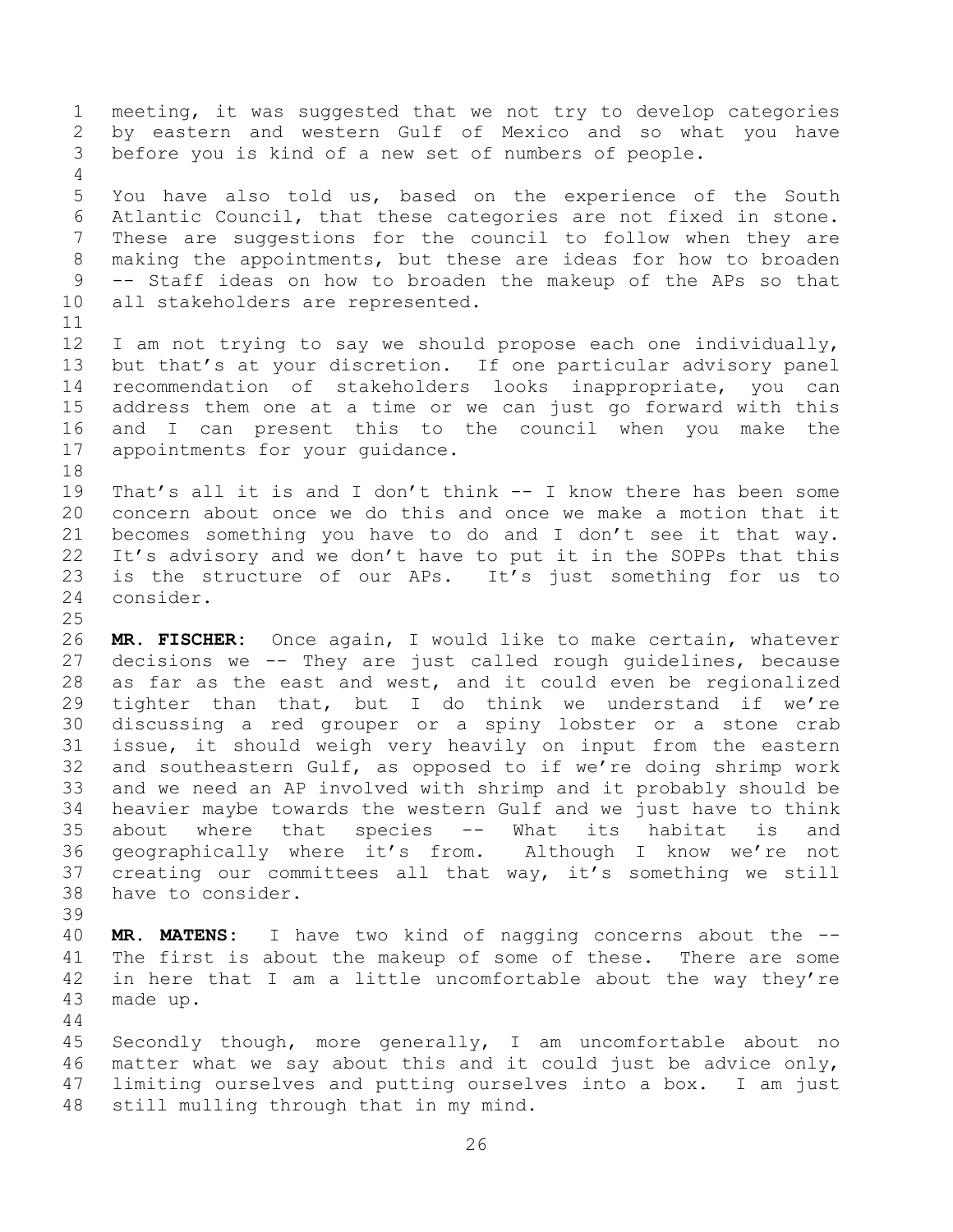meeting, it was suggested that we not try to develop categories by eastern and western Gulf of Mexico and so what you have before you is kind of a new set of numbers of people.

You have also told us, based on the experience of the South Atlantic Council, that these categories are not fixed in stone. These are suggestions for the council to follow when they are making the appointments, but these are ideas for how to broaden -- Staff ideas on how to broaden the makeup of the APs so that all stakeholders are represented.

I am not trying to say we should propose each one individually, but that's at your discretion. If one particular advisory panel recommendation of stakeholders looks inappropriate, you can address them one at a time or we can just go forward with this and I can present this to the council when you make the appointments for your guidance.

That's all it is and I don't think -- I know there has been some concern about once we do this and once we make a motion that it becomes something you have to do and I don't see it that way. It's advisory and we don't have to put it in the SOPPs that this is the structure of our APs. It's just something for us to consider.

**MR. FISCHER:** Once again, I would like to make certain, whatever decisions we -- They are just called rough guidelines, because as far as the east and west, and it could even be regionalized tighter than that, but I do think we understand if we're discussing a red grouper or a spiny lobster or a stone crab issue, it should weigh very heavily on input from the eastern and southeastern Gulf, as opposed to if we're doing shrimp work and we need an AP involved with shrimp and it probably should be heavier maybe towards the western Gulf and we just have to think about where that species -- What its habitat is and geographically where it's from. Although I know we're not creating our committees all that way, it's something we still have to consider.

**MR. MATENS:** I have two kind of nagging concerns about the -- The first is about the makeup of some of these. There are some in here that I am a little uncomfortable about the way they're made up.

Secondly though, more generally, I am uncomfortable about no matter what we say about this and it could just be advice only, limiting ourselves and putting ourselves into a box. I am just still mulling through that in my mind.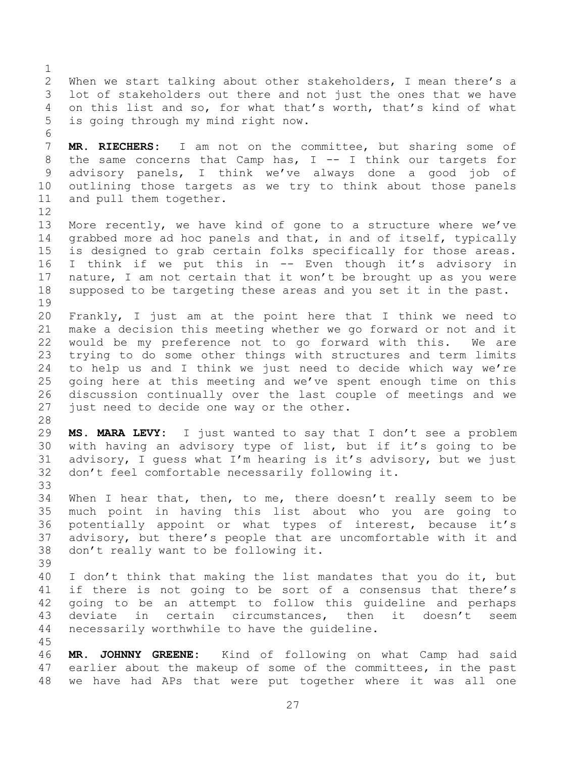When we start talking about other stakeholders, I mean there's a lot of stakeholders out there and not just the ones that we have on this list and so, for what that's worth, that's kind of what is going through my mind right now.

**MR. RIECHERS:** I am not on the committee, but sharing some of the same concerns that Camp has, I -- I think our targets for advisory panels, I think we've always done a good job of outlining those targets as we try to think about those panels and pull them together.

More recently, we have kind of gone to a structure where we've grabbed more ad hoc panels and that, in and of itself, typically is designed to grab certain folks specifically for those areas. I think if we put this in -- Even though it's advisory in nature, I am not certain that it won't be brought up as you were supposed to be targeting these areas and you set it in the past.

Frankly, I just am at the point here that I think we need to make a decision this meeting whether we go forward or not and it would be my preference not to go forward with this. We are trying to do some other things with structures and term limits to help us and I think we just need to decide which way we're going here at this meeting and we've spent enough time on this discussion continually over the last couple of meetings and we just need to decide one way or the other.

**MS. MARA LEVY:** I just wanted to say that I don't see a problem with having an advisory type of list, but if it's going to be advisory, I guess what I'm hearing is it's advisory, but we just don't feel comfortable necessarily following it.

When I hear that, then, to me, there doesn't really seem to be much point in having this list about who you are going to potentially appoint or what types of interest, because it's advisory, but there's people that are uncomfortable with it and don't really want to be following it.

I don't think that making the list mandates that you do it, but if there is not going to be sort of a consensus that there's going to be an attempt to follow this guideline and perhaps deviate in certain circumstances, then it doesn't seem necessarily worthwhile to have the guideline.

**MR. JOHNNY GREENE:** Kind of following on what Camp had said earlier about the makeup of some of the committees, in the past we have had APs that were put together where it was all one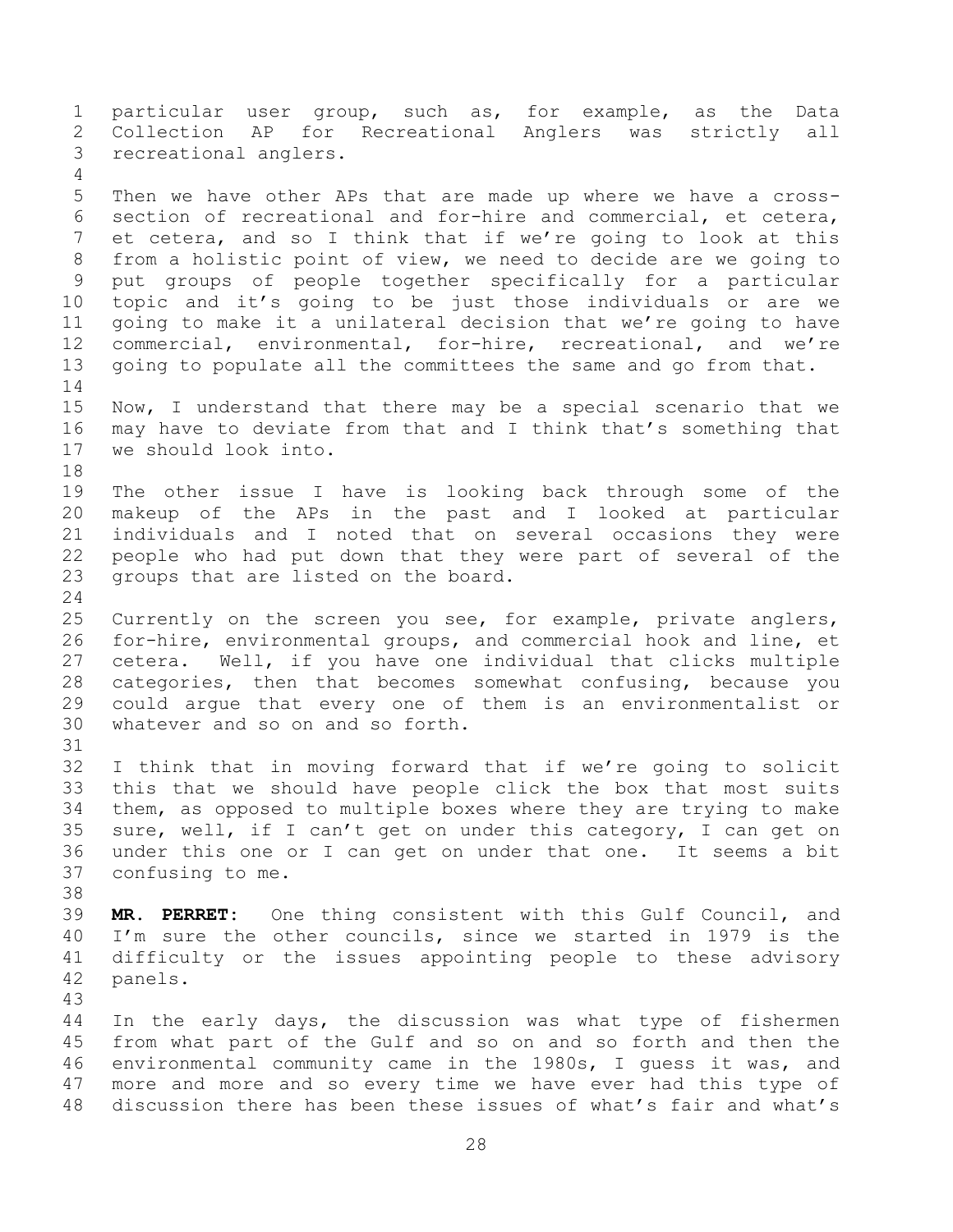particular user group, such as, for example, as the Data Collection AP for Recreational Anglers was strictly all recreational anglers.

Then we have other APs that are made up where we have a cross-section of recreational and for-hire and commercial, et cetera, et cetera, and so I think that if we're going to look at this from a holistic point of view, we need to decide are we going to put groups of people together specifically for a particular topic and it's going to be just those individuals or are we going to make it a unilateral decision that we're going to have commercial, environmental, for-hire, recreational, and we're going to populate all the committees the same and go from that.

Now, I understand that there may be a special scenario that we may have to deviate from that and I think that's something that we should look into.

The other issue I have is looking back through some of the makeup of the APs in the past and I looked at particular individuals and I noted that on several occasions they were people who had put down that they were part of several of the groups that are listed on the board.

Currently on the screen you see, for example, private anglers, for-hire, environmental groups, and commercial hook and line, et cetera. Well, if you have one individual that clicks multiple categories, then that becomes somewhat confusing, because you could argue that every one of them is an environmentalist or whatever and so on and so forth.

I think that in moving forward that if we're going to solicit this that we should have people click the box that most suits them, as opposed to multiple boxes where they are trying to make sure, well, if I can't get on under this category, I can get on under this one or I can get on under that one. It seems a bit confusing to me.

**MR. PERRET:** One thing consistent with this Gulf Council, and I'm sure the other councils, since we started in 1979 is the difficulty or the issues appointing people to these advisory panels.

In the early days, the discussion was what type of fishermen from what part of the Gulf and so on and so forth and then the environmental community came in the 1980s, I guess it was, and more and more and so every time we have ever had this type of discussion there has been these issues of what's fair and what's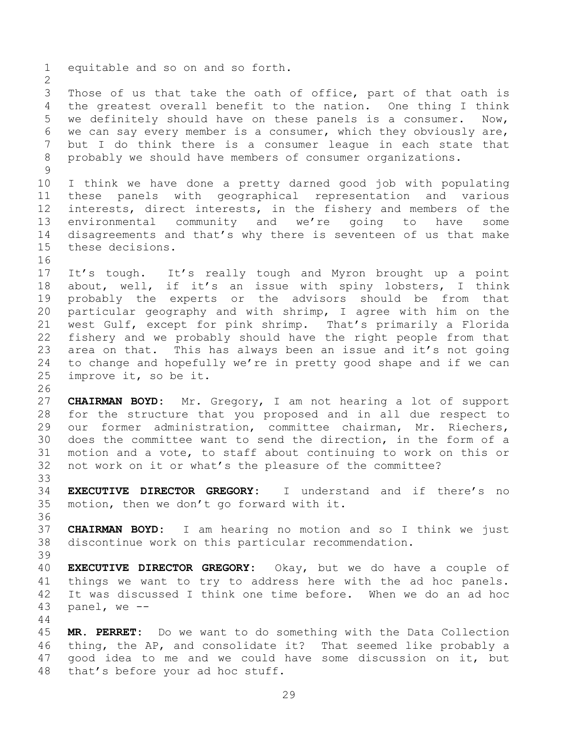equitable and so on and so forth.

Those of us that take the oath of office, part of that oath is the greatest overall benefit to the nation. One thing I think we definitely should have on these panels is a consumer. Now, we can say every member is a consumer, which they obviously are, but I do think there is a consumer league in each state that probably we should have members of consumer organizations.

I think we have done a pretty darned good job with populating these panels with geographical representation and various interests, direct interests, in the fishery and members of the environmental community and we're going to have some disagreements and that's why there is seventeen of us that make these decisions.

It's tough. It's really tough and Myron brought up a point about, well, if it's an issue with spiny lobsters, I think probably the experts or the advisors should be from that particular geography and with shrimp, I agree with him on the west Gulf, except for pink shrimp. That's primarily a Florida fishery and we probably should have the right people from that area on that. This has always been an issue and it's not going to change and hopefully we're in pretty good shape and if we can improve it, so be it.

**CHAIRMAN BOYD:** Mr. Gregory, I am not hearing a lot of support for the structure that you proposed and in all due respect to our former administration, committee chairman, Mr. Riechers, does the committee want to send the direction, in the form of a motion and a vote, to staff about continuing to work on this or not work on it or what's the pleasure of the committee?

**EXECUTIVE DIRECTOR GREGORY:** I understand and if there's no motion, then we don't go forward with it.

**CHAIRMAN BOYD:** I am hearing no motion and so I think we just discontinue work on this particular recommendation.

**EXECUTIVE DIRECTOR GREGORY:** Okay, but we do have a couple of things we want to try to address here with the ad hoc panels. It was discussed I think one time before. When we do an ad hoc panel, we --

**MR. PERRET:** Do we want to do something with the Data Collection thing, the AP, and consolidate it? That seemed like probably a good idea to me and we could have some discussion on it, but that's before your ad hoc stuff.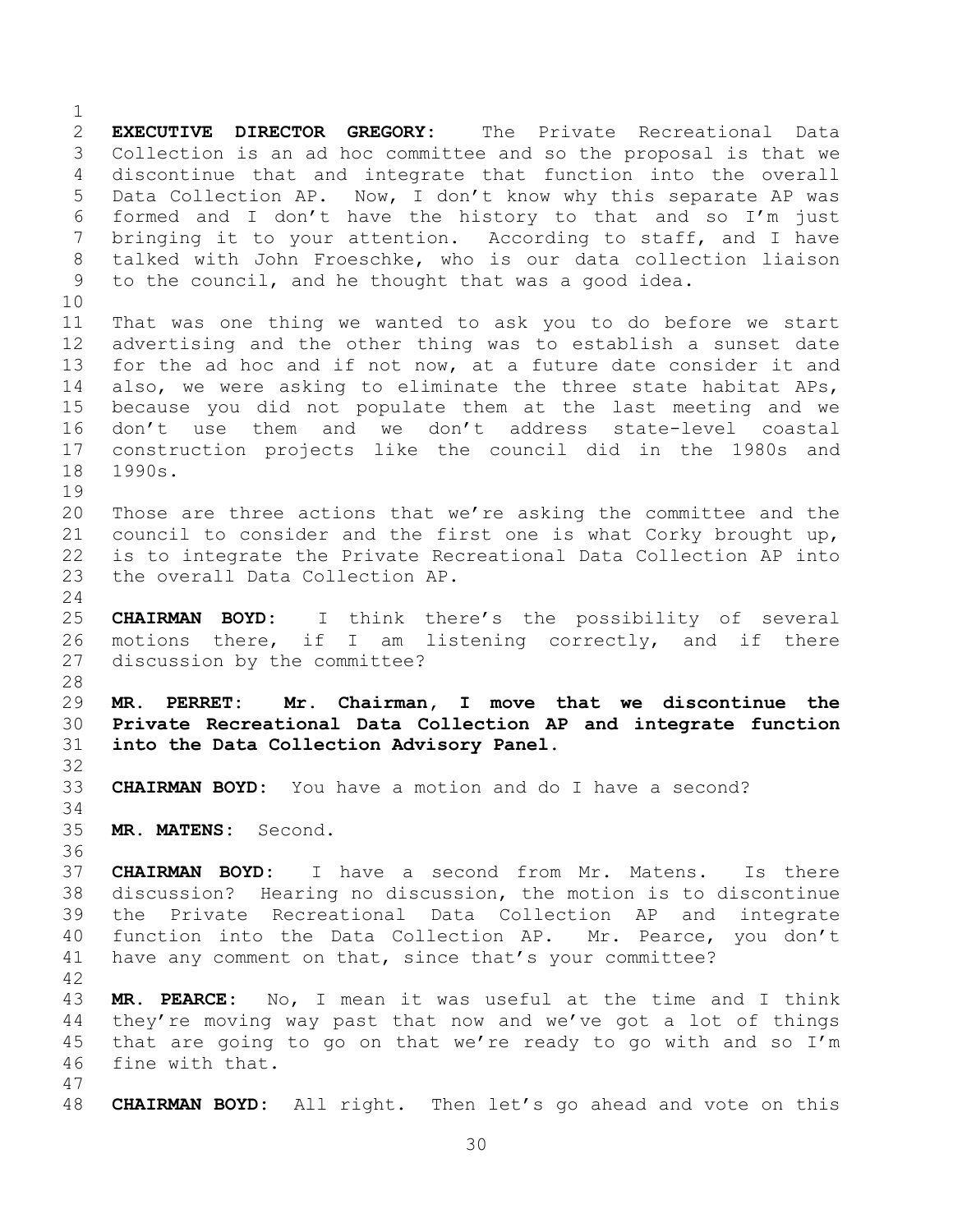**EXECUTIVE DIRECTOR GREGORY:** The Private Recreational Data Collection is an ad hoc committee and so the proposal is that we discontinue that and integrate that function into the overall Data Collection AP. Now, I don't know why this separate AP was formed and I don't have the history to that and so I'm just bringing it to your attention. According to staff, and I have talked with John Froeschke, who is our data collection liaison to the council, and he thought that was a good idea.

That was one thing we wanted to ask you to do before we start advertising and the other thing was to establish a sunset date for the ad hoc and if not now, at a future date consider it and also, we were asking to eliminate the three state habitat APs, because you did not populate them at the last meeting and we don't use them and we don't address state-level coastal construction projects like the council did in the 1980s and 1990s.

Those are three actions that we're asking the committee and the council to consider and the first one is what Corky brought up, is to integrate the Private Recreational Data Collection AP into the overall Data Collection AP.

**CHAIRMAN BOYD:** I think there's the possibility of several motions there, if I am listening correctly, and if there discussion by the committee?

**MR. PERRET:** **Mr. Chairman, I move that we discontinue the Private Recreational Data Collection AP and integrate function into the Data Collection Advisory Panel.**

**CHAIRMAN BOYD:** You have a motion and do I have a second?

**MR. MATENS:** Second.

**CHAIRMAN BOYD:** I have a second from Mr. Matens. Is there discussion? Hearing no discussion, the motion is to discontinue the Private Recreational Data Collection AP and integrate function into the Data Collection AP. Mr. Pearce, you don't have any comment on that, since that's your committee?

**MR. PEARCE:** No, I mean it was useful at the time and I think they're moving way past that now and we've got a lot of things that are going to go on that we're ready to go with and so I'm fine with that.

**CHAIRMAN BOYD:** All right. Then let's go ahead and vote on this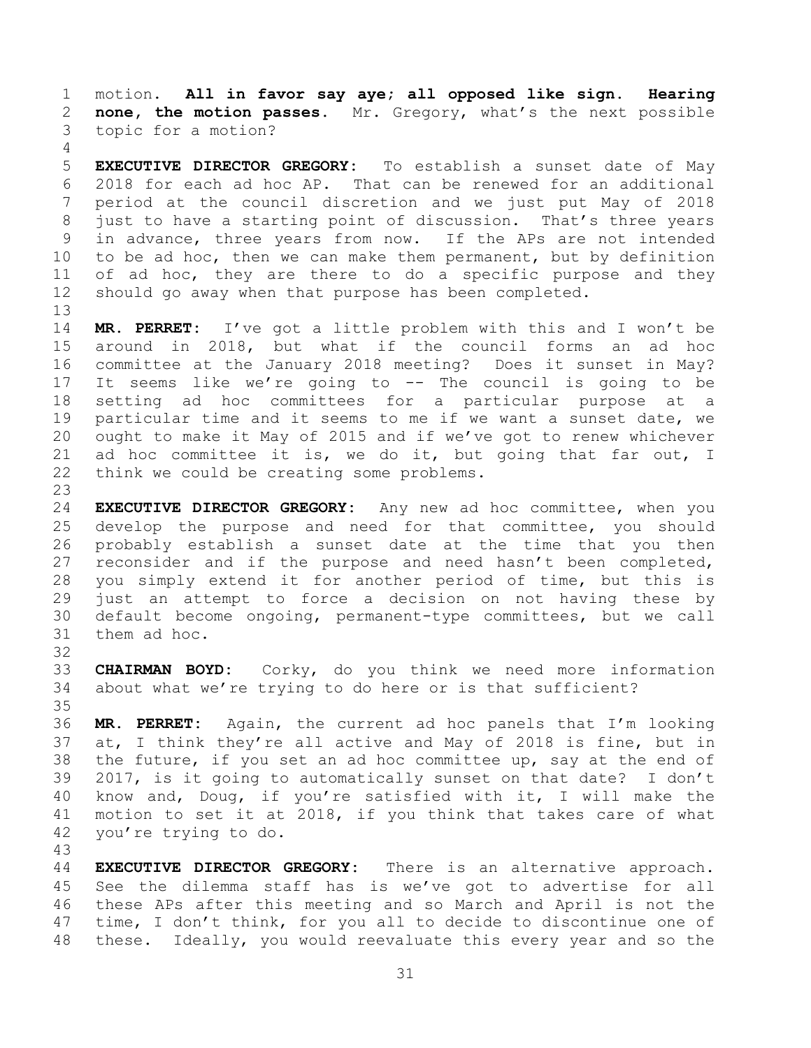motion. **All in favor say aye; all opposed like sign. Hearing none, the motion passes.** Mr. Gregory, what's the next possible topic for a motion?

**EXECUTIVE DIRECTOR GREGORY:** To establish a sunset date of May 2018 for each ad hoc AP. That can be renewed for an additional period at the council discretion and we just put May of 2018 just to have a starting point of discussion. That's three years in advance, three years from now. If the APs are not intended to be ad hoc, then we can make them permanent, but by definition of ad hoc, they are there to do a specific purpose and they should go away when that purpose has been completed.

**MR. PERRET:** I've got a little problem with this and I won't be around in 2018, but what if the council forms an ad hoc committee at the January 2018 meeting? Does it sunset in May? It seems like we're going to -- The council is going to be setting ad hoc committees for a particular purpose at a particular time and it seems to me if we want a sunset date, we ought to make it May of 2015 and if we've got to renew whichever ad hoc committee it is, we do it, but going that far out, I think we could be creating some problems.

**EXECUTIVE DIRECTOR GREGORY:** Any new ad hoc committee, when you develop the purpose and need for that committee, you should probably establish a sunset date at the time that you then reconsider and if the purpose and need hasn't been completed, you simply extend it for another period of time, but this is just an attempt to force a decision on not having these by default become ongoing, permanent-type committees, but we call them ad hoc.

**CHAIRMAN BOYD:** Corky, do you think we need more information about what we're trying to do here or is that sufficient?

**MR. PERRET:** Again, the current ad hoc panels that I'm looking at, I think they're all active and May of 2018 is fine, but in the future, if you set an ad hoc committee up, say at the end of 2017, is it going to automatically sunset on that date? I don't know and, Doug, if you're satisfied with it, I will make the motion to set it at 2018, if you think that takes care of what you're trying to do.

**EXECUTIVE DIRECTOR GREGORY:** There is an alternative approach. See the dilemma staff has is we've got to advertise for all these APs after this meeting and so March and April is not the time, I don't think, for you all to decide to discontinue one of these. Ideally, you would reevaluate this every year and so the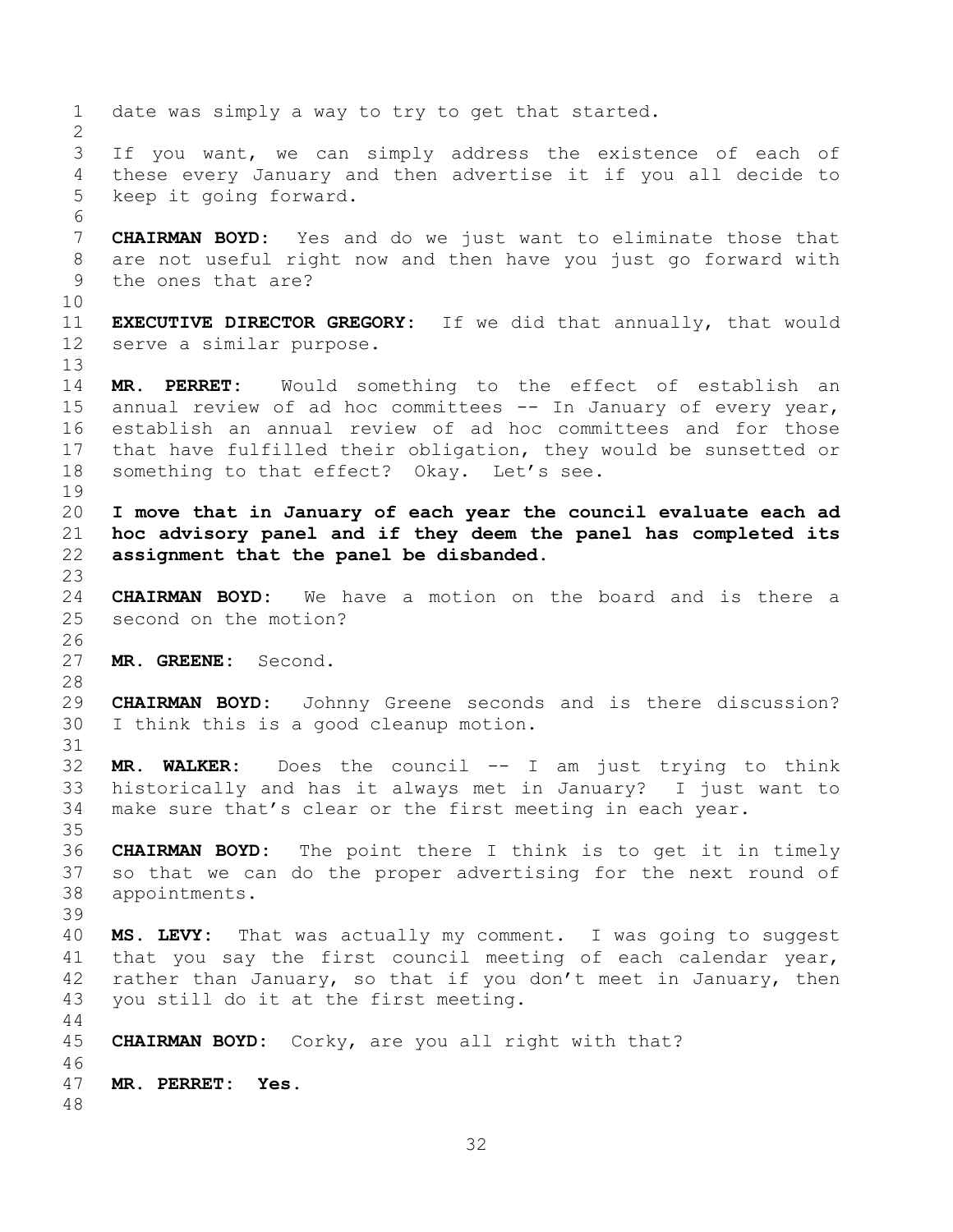date was simply a way to try to get that started.

If you want, we can simply address the existence of each of these every January and then advertise it if you all decide to keep it going forward.

**CHAIRMAN BOYD:** Yes and do we just want to eliminate those that are not useful right now and then have you just go forward with the ones that are?

**EXECUTIVE DIRECTOR GREGORY:** If we did that annually, that would serve a similar purpose.

**MR. PERRET:** Would something to the effect of establish an annual review of ad hoc committees -- In January of every year, establish an annual review of ad hoc committees and for those that have fulfilled their obligation, they would be sunsetted or something to that effect? Okay. Let's see.

**I move that in January of each year the council evaluate each ad hoc advisory panel and if they deem the panel has completed its assignment that the panel be disbanded.**

**CHAIRMAN BOYD:** We have a motion on the board and is there a second on the motion?

**MR. GREENE:** Second.

**CHAIRMAN BOYD:** Johnny Greene seconds and is there discussion? I think this is a good cleanup motion.

**MR. WALKER:** Does the council -- I am just trying to think historically and has it always met in January? I just want to make sure that's clear or the first meeting in each year.

**CHAIRMAN BOYD:** The point there I think is to get it in timely so that we can do the proper advertising for the next round of appointments.

**MS. LEVY:** That was actually my comment. I was going to suggest that you say the first council meeting of each calendar year, rather than January, so that if you don't meet in January, then you still do it at the first meeting.

**CHAIRMAN BOYD:** Corky, are you all right with that?

**MR. PERRET: Yes.**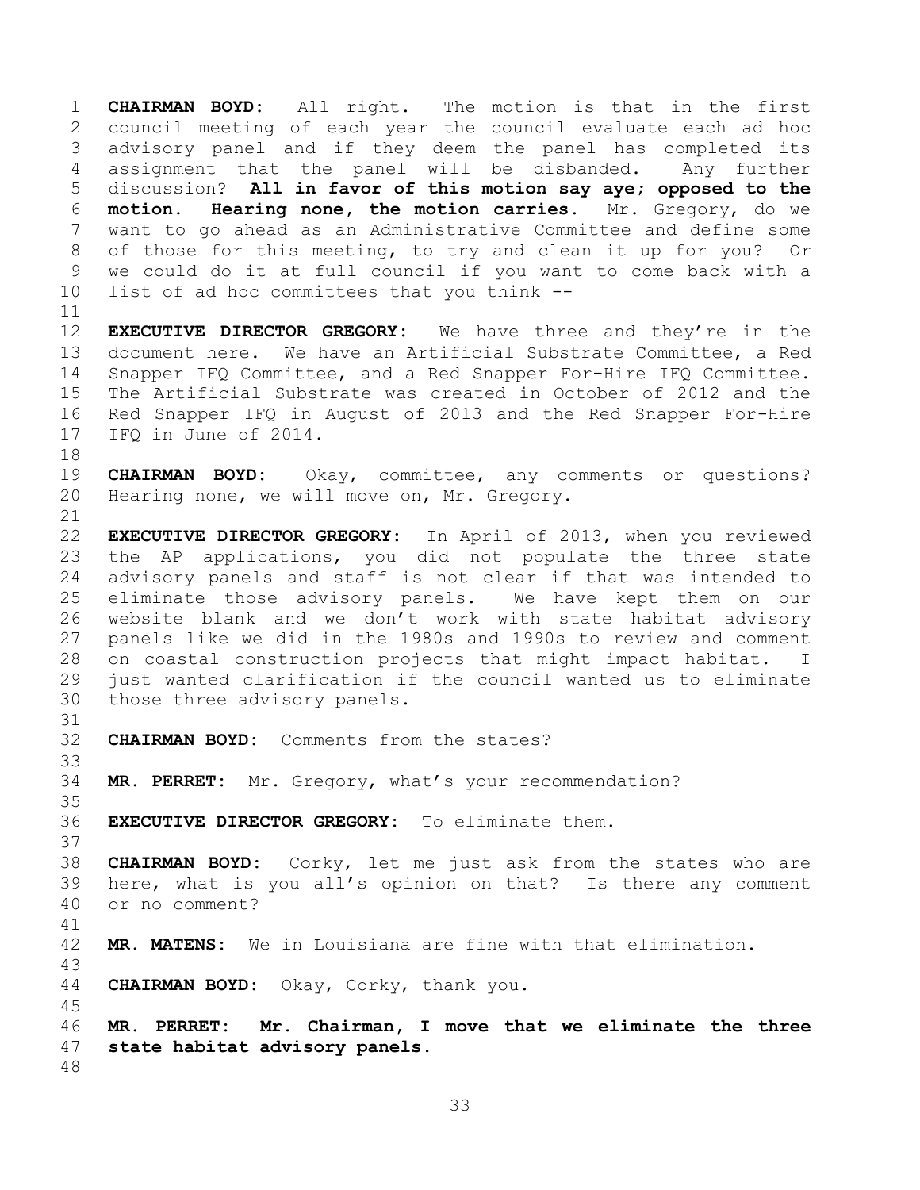**CHAIRMAN BOYD:** All right. The motion is that in the first council meeting of each year the council evaluate each ad hoc advisory panel and if they deem the panel has completed its assignment that the panel will be disbanded. Any further discussion? **All in favor of this motion say aye; opposed to the motion. Hearing none, the motion carries.** Mr. Gregory, do we want to go ahead as an Administrative Committee and define some of those for this meeting, to try and clean it up for you? Or we could do it at full council if you want to come back with a list of ad hoc committees that you think --

**EXECUTIVE DIRECTOR GREGORY:** We have three and they're in the document here. We have an Artificial Substrate Committee, a Red Snapper IFQ Committee, and a Red Snapper For-Hire IFQ Committee. The Artificial Substrate was created in October of 2012 and the Red Snapper IFQ in August of 2013 and the Red Snapper For-Hire IFQ in June of 2014.

**CHAIRMAN BOYD:** Okay, committee, any comments or questions? Hearing none, we will move on, Mr. Gregory.

**EXECUTIVE DIRECTOR GREGORY:** In April of 2013, when you reviewed the AP applications, you did not populate the three state advisory panels and staff is not clear if that was intended to eliminate those advisory panels. We have kept them on our website blank and we don't work with state habitat advisory panels like we did in the 1980s and 1990s to review and comment on coastal construction projects that might impact habitat. I just wanted clarification if the council wanted us to eliminate those three advisory panels.

**CHAIRMAN BOYD:** Comments from the states?

**MR. PERRET:** Mr. Gregory, what's your recommendation?

**EXECUTIVE DIRECTOR GREGORY:** To eliminate them.

**CHAIRMAN BOYD:** Corky, let me just ask from the states who are here, what is you all's opinion on that? Is there any comment or no comment?

**MR. MATENS:** We in Louisiana are fine with that elimination.

**CHAIRMAN BOYD:** Okay, Corky, thank you.

**MR. PERRET: Mr. Chairman, I move that we eliminate the three state habitat advisory panels.**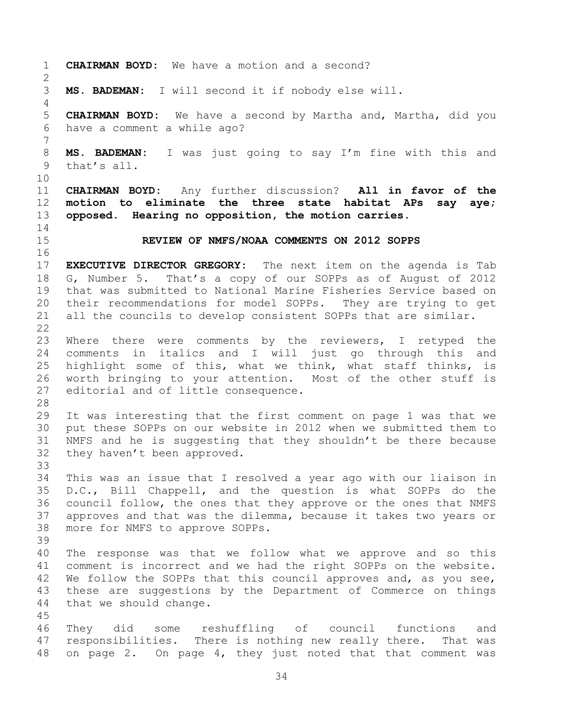**CHAIRMAN BOYD:** We have a motion and a second?

**MS. BADEMAN:** I will second it if nobody else will.

**CHAIRMAN BOYD:** We have a second by Martha and, Martha, did you have a comment a while ago?

**MS. BADEMAN:** I was just going to say I'm fine with this and that's all.

**CHAIRMAN BOYD:** Any further discussion? **All in favor of the motion to eliminate the three state habitat APs say aye; opposed. Hearing no opposition, the motion carries.**

## REVIEW OF NMFS/NOAA COMMENTS ON 2012 SOPPS

**EXECUTIVE DIRECTOR GREGORY:** The next item on the agenda is Tab G, Number 5. That's a copy of our SOPPs as of August of 2012 that was submitted to National Marine Fisheries Service based on their recommendations for model SOPPs. They are trying to get all the councils to develop consistent SOPPs that are similar.

Where there were comments by the reviewers, I retyped the comments in italics and I will just go through this and highlight some of this, what we think, what staff thinks, is worth bringing to your attention. Most of the other stuff is editorial and of little consequence.

It was interesting that the first comment on page 1 was that we put these SOPPs on our website in 2012 when we submitted them to NMFS and he is suggesting that they shouldn't be there because they haven't been approved.

This was an issue that I resolved a year ago with our liaison in D.C., Bill Chappell, and the question is what SOPPs do the council follow, the ones that they approve or the ones that NMFS approves and that was the dilemma, because it takes two years or more for NMFS to approve SOPPs.

The response was that we follow what we approve and so this comment is incorrect and we had the right SOPPs on the website. We follow the SOPPs that this council approves and, as you see, these are suggestions by the Department of Commerce on things that we should change.

They did some reshuffling of council functions and responsibilities. There is nothing new really there. That was on page 2. On page 4, they just noted that that comment was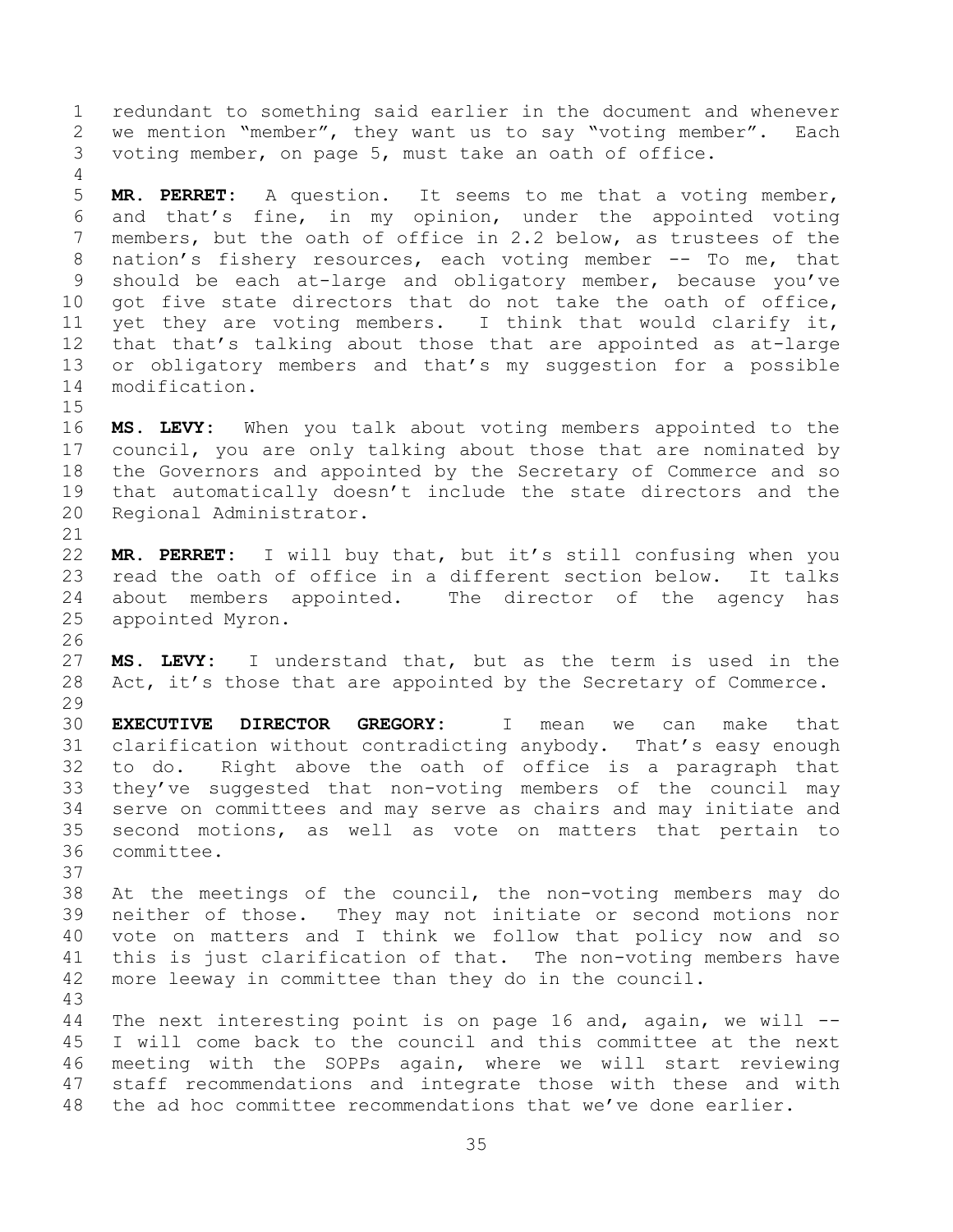redundant to something said earlier in the document and whenever we mention "member", they want us to say "voting member". Each voting member, on page 5, must take an oath of office.

**MR. PERRET:** A question. It seems to me that a voting member, and that's fine, in my opinion, under the appointed voting members, but the oath of office in 2.2 below, as trustees of the nation's fishery resources, each voting member -- To me, that should be each at-large and obligatory member, because you've got five state directors that do not take the oath of office, yet they are voting members. I think that would clarify it, that that's talking about those that are appointed as at-large or obligatory members and that's my suggestion for a possible modification.

**MS. LEVY:** When you talk about voting members appointed to the council, you are only talking about those that are nominated by the Governors and appointed by the Secretary of Commerce and so that automatically doesn't include the state directors and the Regional Administrator.

**MR. PERRET:** I will buy that, but it's still confusing when you read the oath of office in a different section below. It talks about members appointed. The director of the agency has appointed Myron.

**MS. LEVY:** I understand that, but as the term is used in the Act, it's those that are appointed by the Secretary of Commerce.

**EXECUTIVE DIRECTOR GREGORY:** I mean we can make that clarification without contradicting anybody. That's easy enough to do. Right above the oath of office is a paragraph that they've suggested that non-voting members of the council may serve on committees and may serve as chairs and may initiate and second motions, as well as vote on matters that pertain to committee.

At the meetings of the council, the non-voting members may do neither of those. They may not initiate or second motions nor vote on matters and I think we follow that policy now and so this is just clarification of that. The non-voting members have more leeway in committee than they do in the council.

The next interesting point is on page 16 and, again, we will -- I will come back to the council and this committee at the next meeting with the SOPPs again, where we will start reviewing staff recommendations and integrate those with these and with the ad hoc committee recommendations that we've done earlier.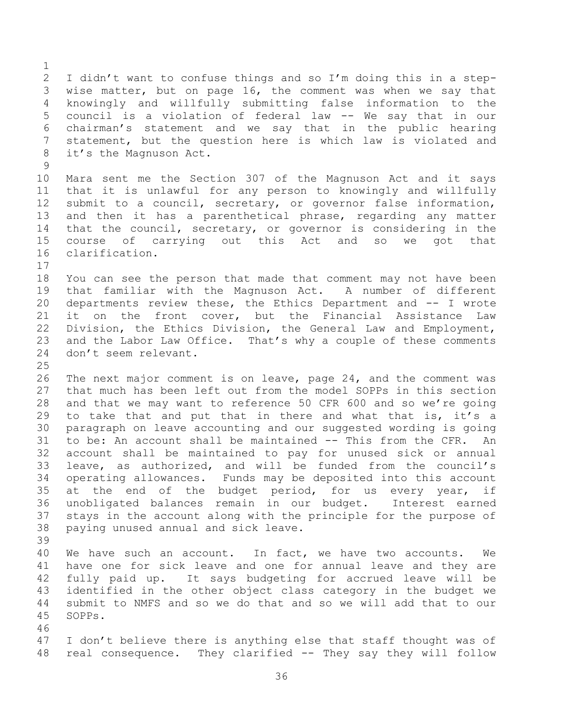I didn't want to confuse things and so I'm doing this in a step-wise matter, but on page 16, the comment was when we say that knowingly and willfully submitting false information to the council is a violation of federal law -- We say that in our chairman's statement and we say that in the public hearing statement, but the question here is which law is violated and it's the Magnuson Act.

Mara sent me the Section 307 of the Magnuson Act and it says that it is unlawful for any person to knowingly and willfully submit to a council, secretary, or governor false information, and then it has a parenthetical phrase, regarding any matter that the council, secretary, or governor is considering in the course of carrying out this Act and so we got that clarification.

You can see the person that made that comment may not have been that familiar with the Magnuson Act. A number of different departments review these, the Ethics Department and -- I wrote it on the front cover, but the Financial Assistance Law Division, the Ethics Division, the General Law and Employment, and the Labor Law Office. That's why a couple of these comments don't seem relevant.

The next major comment is on leave, page 24, and the comment was that much has been left out from the model SOPPs in this section and that we may want to reference 50 CFR 600 and so we're going to take that and put that in there and what that is, it's a paragraph on leave accounting and our suggested wording is going to be: An account shall be maintained -- This from the CFR. An account shall be maintained to pay for unused sick or annual leave, as authorized, and will be funded from the council's operating allowances. Funds may be deposited into this account at the end of the budget period, for us every year, if unobligated balances remain in our budget. Interest earned stays in the account along with the principle for the purpose of paying unused annual and sick leave.

We have such an account. In fact, we have two accounts. We have one for sick leave and one for annual leave and they are fully paid up. It says budgeting for accrued leave will be identified in the other object class category in the budget we submit to NMFS and so we do that and so we will add that to our SOPPs.

I don't believe there is anything else that staff thought was of real consequence. They clarified -- They say they will follow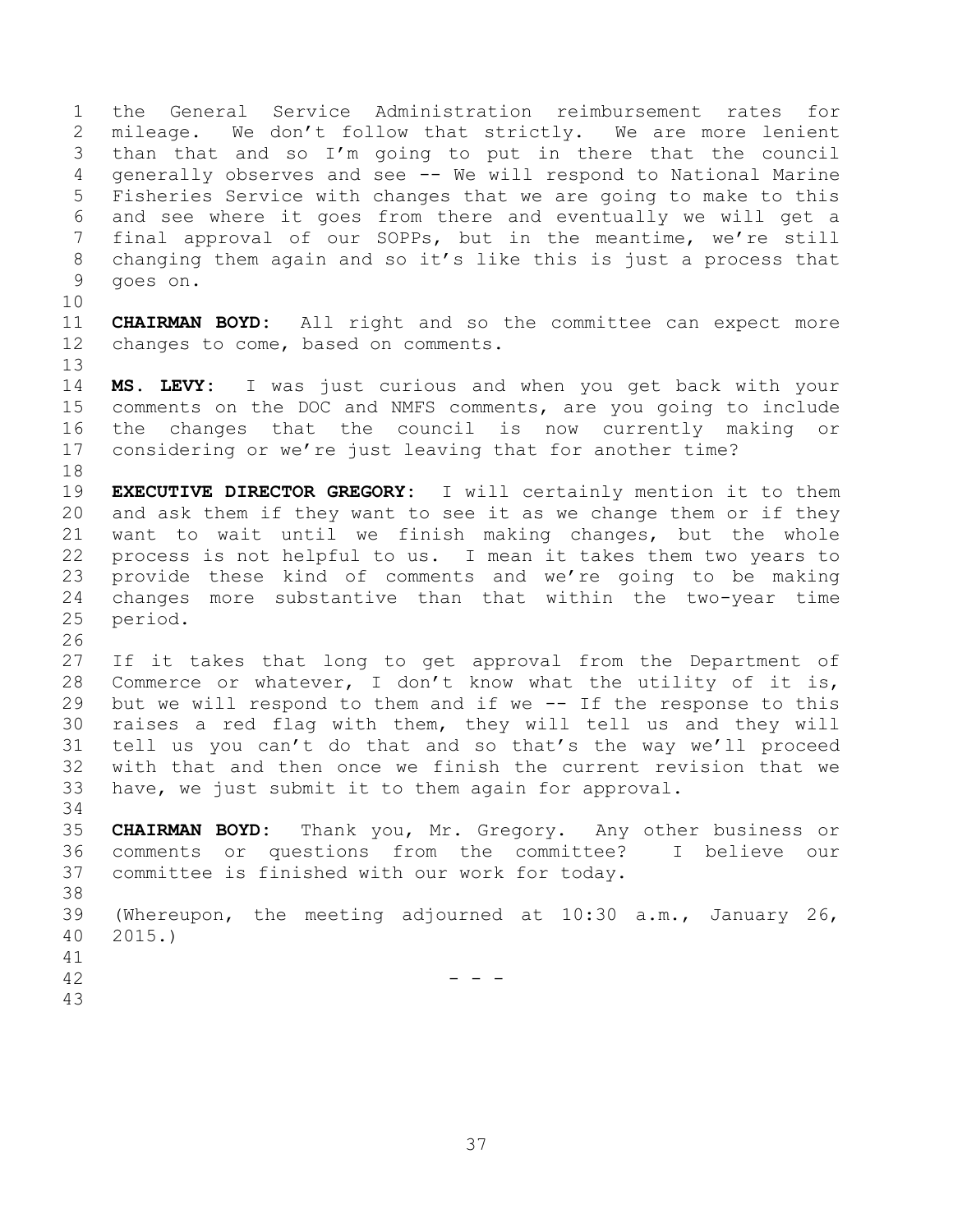the General Service Administration reimbursement rates for mileage. We don't follow that strictly. We are more lenient than that and so I'm going to put in there that the council generally observes and see -- We will respond to National Marine Fisheries Service with changes that we are going to make to this and see where it goes from there and eventually we will get a final approval of our SOPPs, but in the meantime, we're still changing them again and so it's like this is just a process that goes on.

**CHAIRMAN BOYD:** All right and so the committee can expect more changes to come, based on comments.

**MS. LEVY:** I was just curious and when you get back with your comments on the DOC and NMFS comments, are you going to include the changes that the council is now currently making or considering or we're just leaving that for another time?

**EXECUTIVE DIRECTOR GREGORY:** I will certainly mention it to them and ask them if they want to see it as we change them or if they want to wait until we finish making changes, but the whole process is not helpful to us. I mean it takes them two years to provide these kind of comments and we're going to be making changes more substantive than that within the two-year time period.

If it takes that long to get approval from the Department of Commerce or whatever, I don't know what the utility of it is, but we will respond to them and if we -- If the response to this raises a red flag with them, they will tell us and they will tell us you can't do that and so that's the way we'll proceed with that and then once we finish the current revision that we have, we just submit it to them again for approval.

**CHAIRMAN BOYD:** Thank you, Mr. Gregory. Any other business or comments or questions from the committee? I believe our committee is finished with our work for today.

(Whereupon, the meeting adjourned at 10:30 a.m., January 26, 2015.)

\- - -